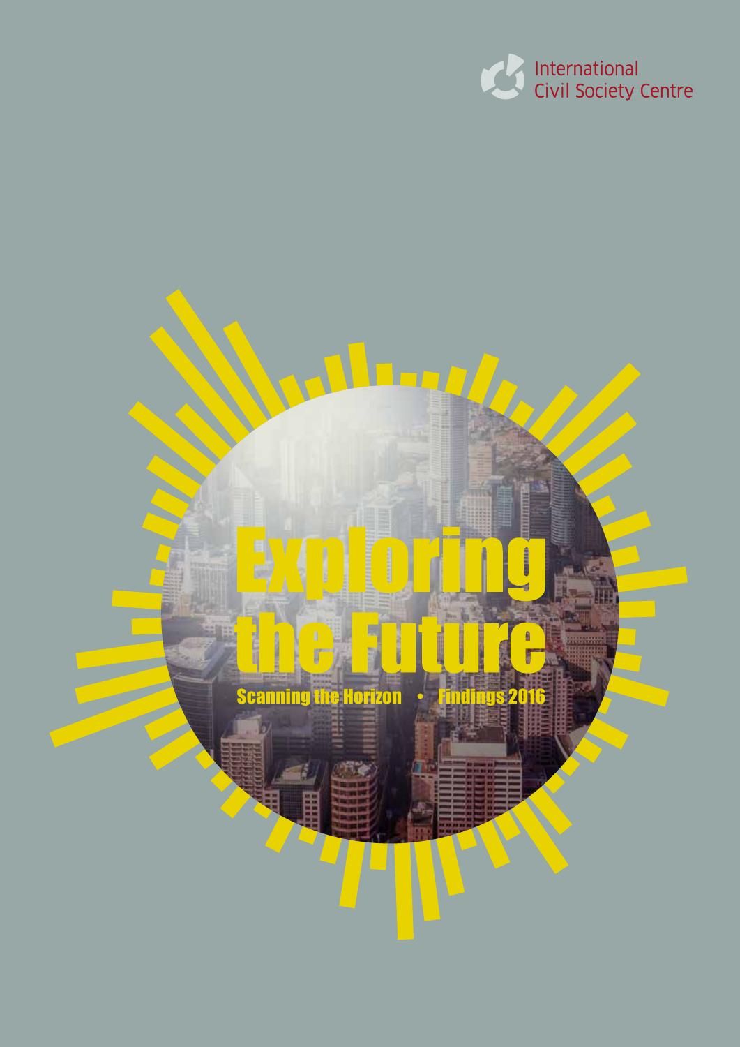International Civil Society Centre

# Exploring the Future

Scanning the Horizon • Findings 2016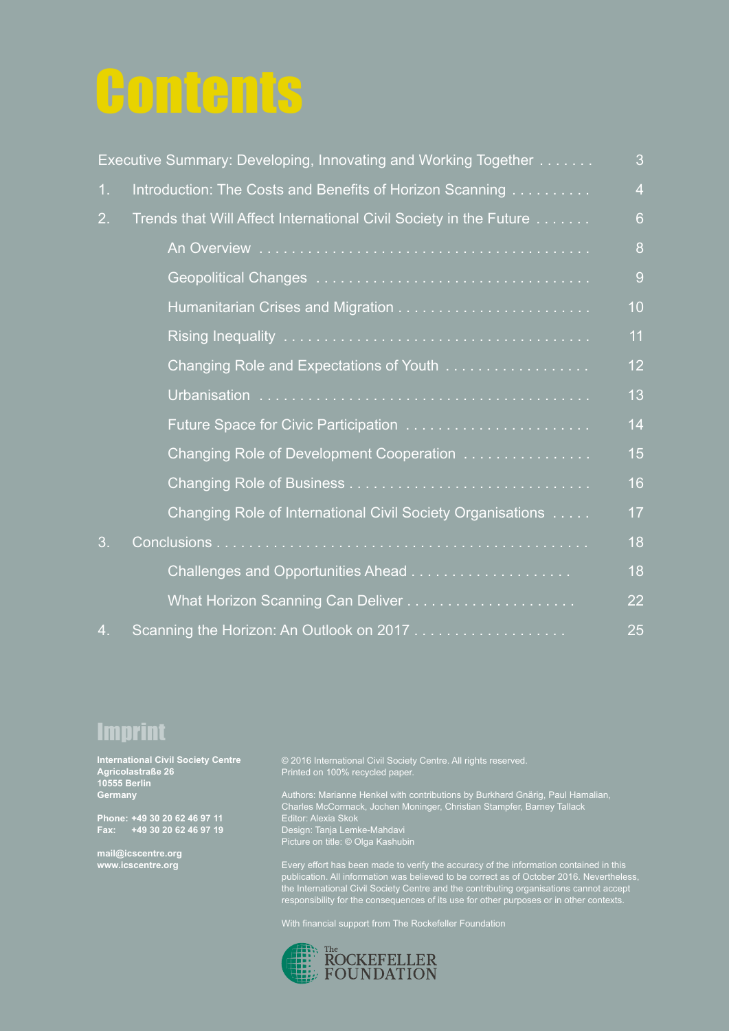# Contents

| | | |
|---|---|---|
| Executive Summary: Developing, Innovating and Working Together | | 3 |
| 1. | Introduction: The Costs and Benefits of Horizon Scanning | 4 |
| 2. | Trends that Will Affect International Civil Society in the Future | 6 |
| | An Overview | 8 |
| | Geopolitical Changes | 9 |
| | Humanitarian Crises and Migration | 10 |
| | Rising Inequality | 11 |
| | Changing Role and Expectations of Youth | 12 |
| | Urbanisation | 13 |
| | Future Space for Civic Participation | 14 |
| | Changing Role of Development Cooperation | 15 |
| | Changing Role of Business | 16 |
| | Changing Role of International Civil Society Organisations | 17 |
| 3. | Conclusions | 18 |
| | Challenges and Opportunities Ahead | 18 |
| | What Horizon Scanning Can Deliver | 22 |
| 4. | Scanning the Horizon: An Outlook on 2017 | 25 |

## Imprint

**International Civil Society Centre**
**Agricolastraße 26**
**10555 Berlin**
**Germany**

**Phone: +49 30 20 62 46 97 11**
**Fax: +49 30 20 62 46 97 19**

**mail@icscentre.org**
**www.icscentre.org**

© 2016 International Civil Society Centre. All rights reserved.
Printed on 100% recycled paper.

Authors: Marianne Henkel with contributions by Burkhard Gnärig, Paul Hamalian, Charles McCormack, Jochen Moninger, Christian Stampfer, Barney Tallack
Editor: Alexia Skok
Design: Tanja Lemke-Mahdavi
Picture on title: © Olga Kashubin

Every effort has been made to verify the accuracy of the information contained in this publication. All information was believed to be correct as of October 2016. Nevertheless, the International Civil Society Centre and the contributing organisations cannot accept responsibility for the consequences of its use for other purposes or in other contexts.

With financial support from The Rockefeller Foundation

The Rockefeller Foundation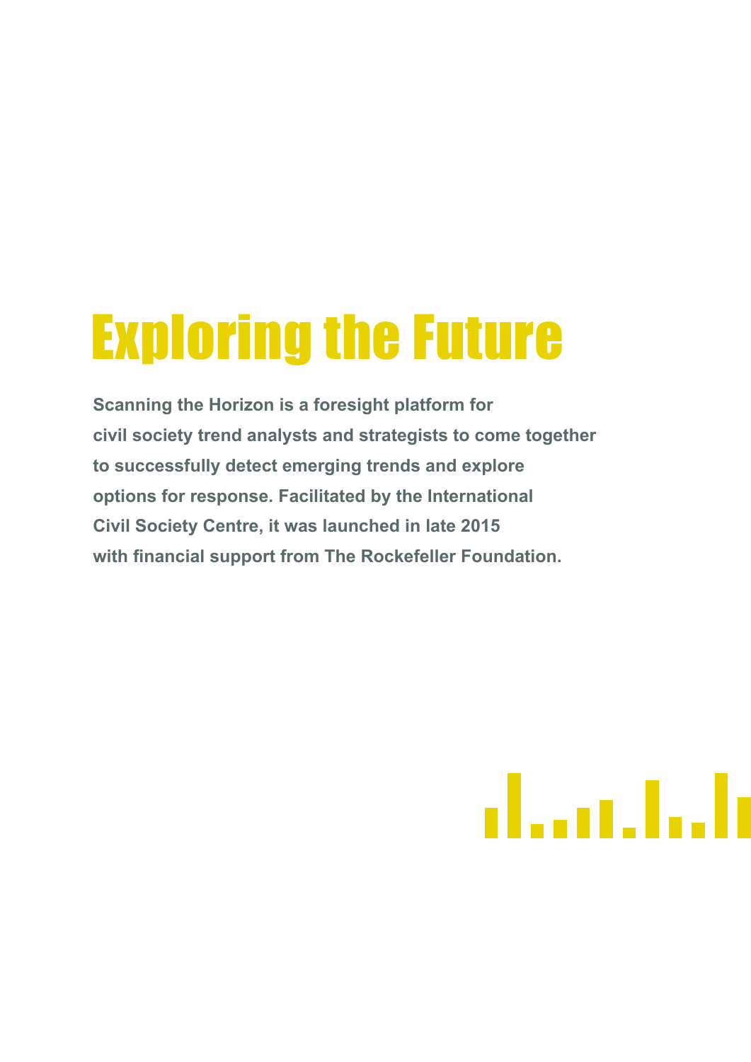# Exploring the Future

**Scanning the Horizon is a foresight platform for civil society trend analysts and strategists to come together to successfully detect emerging trends and explore options for response. Facilitated by the International Civil Society Centre, it was launched in late 2015 with financial support from The Rockefeller Foundation.**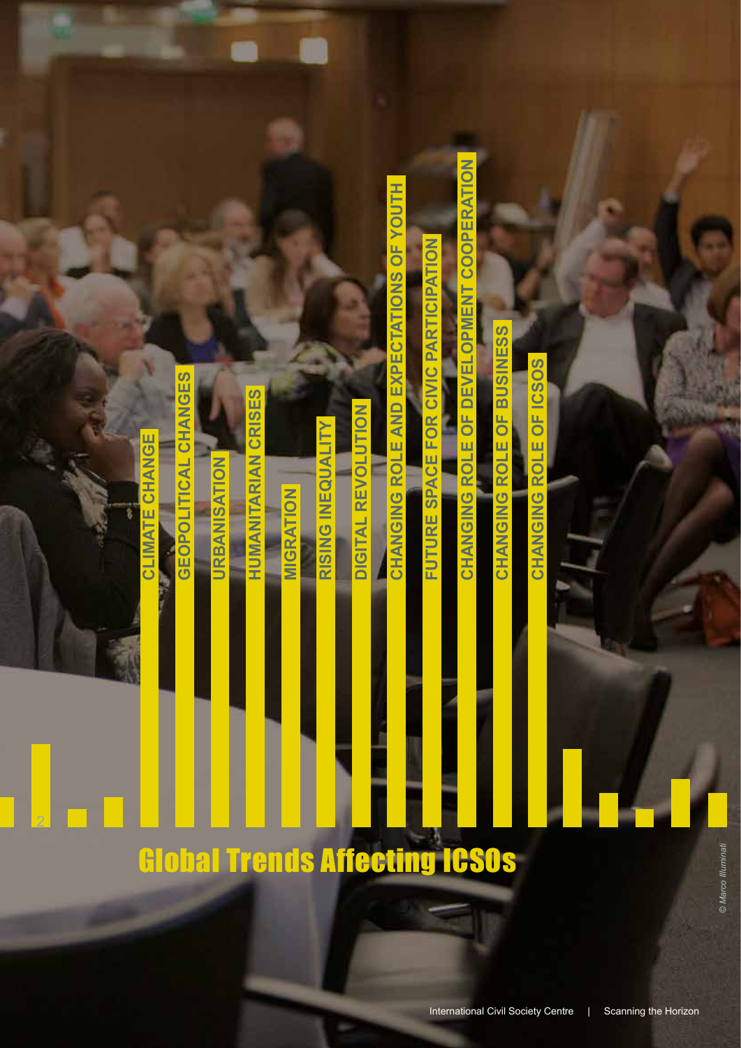# Global Trends Affecting ICSOs

- CLIMATE CHANGE
- GEOPOLITICAL CHANGES
- URBANISATION
- HUMANITARIAN CRISES
- MIGRATION
- RISING INEQUALITY
- DIGITAL REVOLUTION
- CHANGING ROLE AND EXPECTATIONS OF YOUTH
- FUTURE SPACE FOR CIVIC PARTICIPATION
- CHANGING ROLE OF DEVELOPMENT COOPERATION
- CHANGING ROLE OF BUSINESS
- CHANGING ROLE OF ICSOS

© Marco Illuminati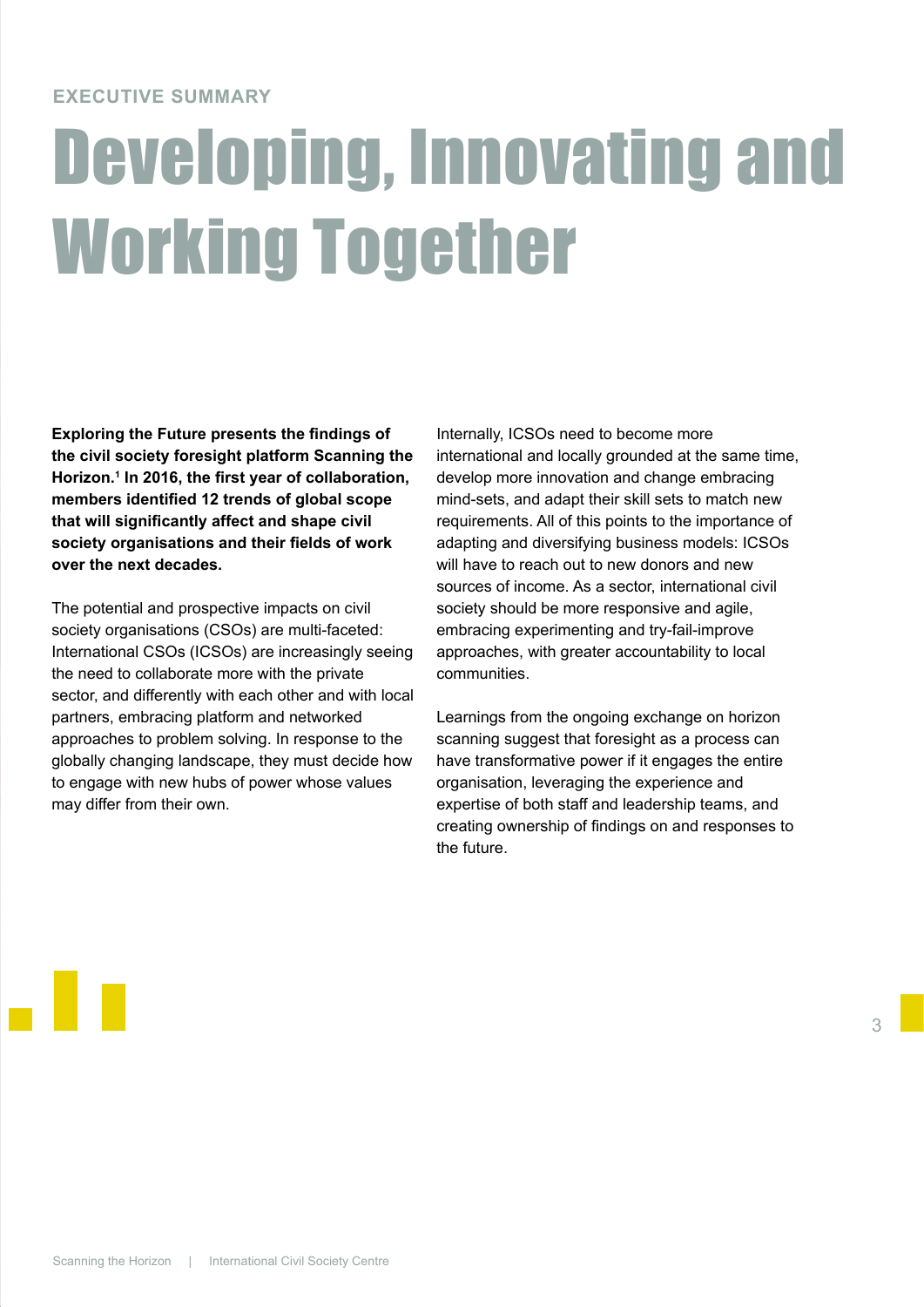EXECUTIVE SUMMARY

# Developing, Innovating and Working Together

**Exploring the Future presents the findings of the civil society foresight platform Scanning the Horizon.[1] In 2016, the first year of collaboration, members identified 12 trends of global scope that will significantly affect and shape civil society organisations and their fields of work over the next decades.**

The potential and prospective impacts on civil society organisations (CSOs) are multi-faceted: International CSOs (ICSOs) are increasingly seeing the need to collaborate more with the private sector, and differently with each other and with local partners, embracing platform and networked approaches to problem solving. In response to the globally changing landscape, they must decide how to engage with new hubs of power whose values may differ from their own.

Internally, ICSOs need to become more international and locally grounded at the same time, develop more innovation and change embracing mind-sets, and adapt their skill sets to match new requirements. All of this points to the importance of adapting and diversifying business models: ICSOs will have to reach out to new donors and new sources of income. As a sector, international civil society should be more responsive and agile, embracing experimenting and try-fail-improve approaches, with greater accountability to local communities.

Learnings from the ongoing exchange on horizon scanning suggest that foresight as a process can have transformative power if it engages the entire organisation, leveraging the experience and expertise of both staff and leadership teams, and creating ownership of findings on and responses to the future.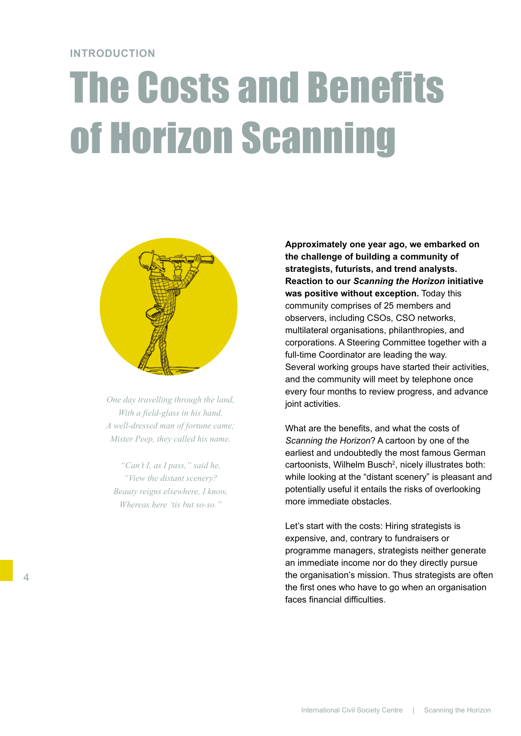INTRODUCTION

# The Costs and Benefits of Horizon Scanning

*One day travelling through the land,*
*With a field-glass in his hand,*
*A well-dressed man of fortune came;*
*Mister Peep, they called his name.*

*"Can't I, as I pass," said he,*
*"View the distant scenery?*
*Beauty reigns elsewhere, I know,*
*Whereas here 'tis but so-so."*

**Approximately one year ago, we embarked on the challenge of building a community of strategists, futurists, and trend analysts. Reaction to our *Scanning the Horizon* initiative was positive without exception.** Today this community comprises of 25 members and observers, including CSOs, CSO networks, multilateral organisations, philanthropies, and corporations. A Steering Committee together with a full-time Coordinator are leading the way. Several working groups have started their activities, and the community will meet by telephone once every four months to review progress, and advance joint activities.

What are the benefits, and what the costs of *Scanning the Horizon*? A cartoon by one of the earliest and undoubtedly the most famous German cartoonists, Wilhelm Busch[2], nicely illustrates both: while looking at the "distant scenery" is pleasant and potentially useful it entails the risks of overlooking more immediate obstacles.

Let's start with the costs: Hiring strategists is expensive, and, contrary to fundraisers or programme managers, strategists neither generate an immediate income nor do they directly pursue the organisation's mission. Thus strategists are often the first ones who have to go when an organisation faces financial difficulties.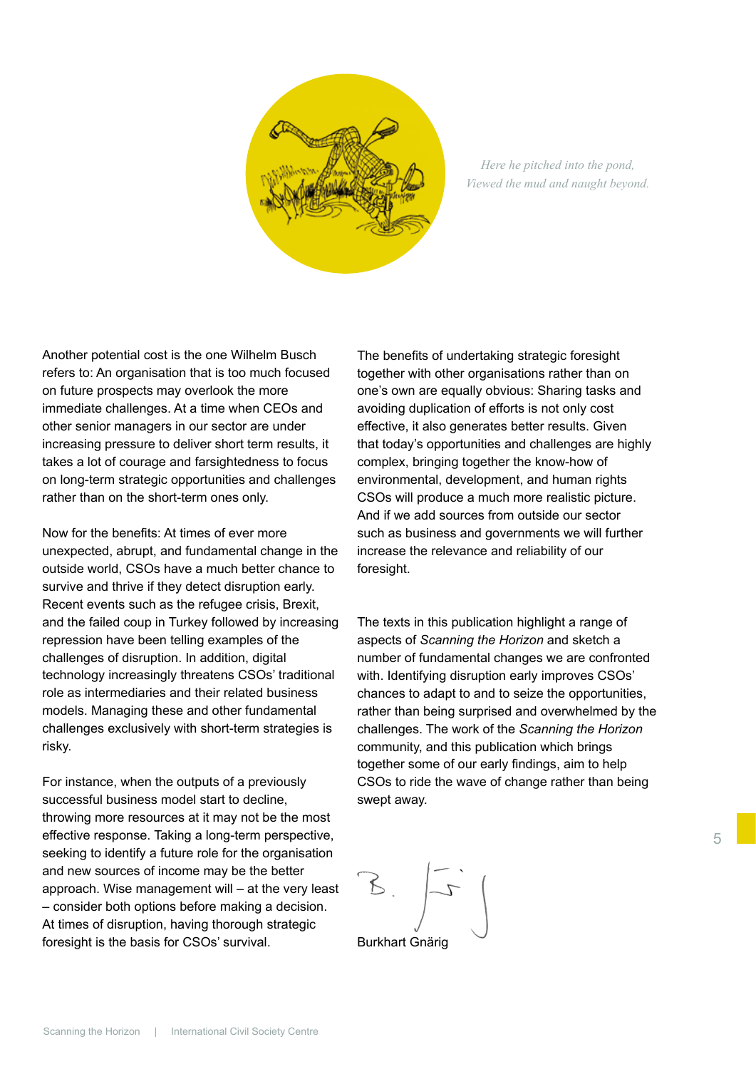*Here he pitched into the pond,*
*Viewed the mud and naught beyond.*

Another potential cost is the one Wilhelm Busch refers to: An organisation that is too much focused on future prospects may overlook the more immediate challenges. At a time when CEOs and other senior managers in our sector are under increasing pressure to deliver short term results, it takes a lot of courage and farsightedness to focus on long-term strategic opportunities and challenges rather than on the short-term ones only.

Now for the benefits: At times of ever more unexpected, abrupt, and fundamental change in the outside world, CSOs have a much better chance to survive and thrive if they detect disruption early. Recent events such as the refugee crisis, Brexit, and the failed coup in Turkey followed by increasing repression have been telling examples of the challenges of disruption. In addition, digital technology increasingly threatens CSOs' traditional role as intermediaries and their related business models. Managing these and other fundamental challenges exclusively with short-term strategies is risky.

For instance, when the outputs of a previously successful business model start to decline, throwing more resources at it may not be the most effective response. Taking a long-term perspective, seeking to identify a future role for the organisation and new sources of income may be the better approach. Wise management will – at the very least – consider both options before making a decision. At times of disruption, having thorough strategic foresight is the basis for CSOs' survival.

The benefits of undertaking strategic foresight together with other organisations rather than on one's own are equally obvious: Sharing tasks and avoiding duplication of efforts is not only cost effective, it also generates better results. Given that today's opportunities and challenges are highly complex, bringing together the know-how of environmental, development, and human rights CSOs will produce a much more realistic picture. And if we add sources from outside our sector such as business and governments we will further increase the relevance and reliability of our foresight.

The texts in this publication highlight a range of aspects of *Scanning the Horizon* and sketch a number of fundamental changes we are confronted with. Identifying disruption early improves CSOs' chances to adapt to and to seize the opportunities, rather than being surprised and overwhelmed by the challenges. The work of the *Scanning the Horizon* community, and this publication which brings together some of our early findings, aim to help CSOs to ride the wave of change rather than being swept away.

Burkhart Gnärig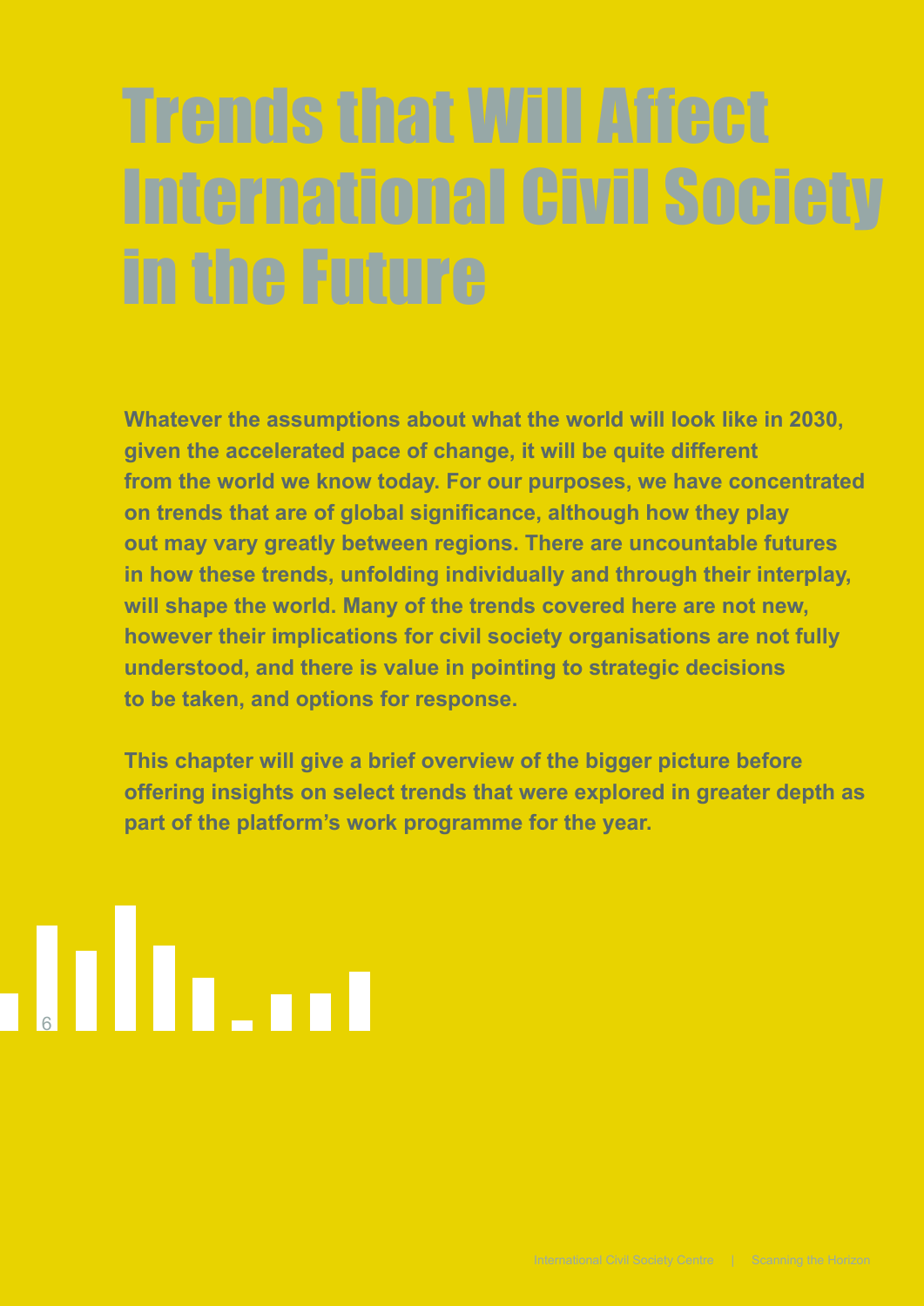# Trends that Will Affect International Civil Society in the Future

**Whatever the assumptions about what the world will look like in 2030, given the accelerated pace of change, it will be quite different from the world we know today. For our purposes, we have concentrated on trends that are of global significance, although how they play out may vary greatly between regions. There are uncountable futures in how these trends, unfolding individually and through their interplay, will shape the world. Many of the trends covered here are not new, however their implications for civil society organisations are not fully understood, and there is value in pointing to strategic decisions to be taken, and options for response.**

**This chapter will give a brief overview of the bigger picture before offering insights on select trends that were explored in greater depth as part of the platform's work programme for the year.**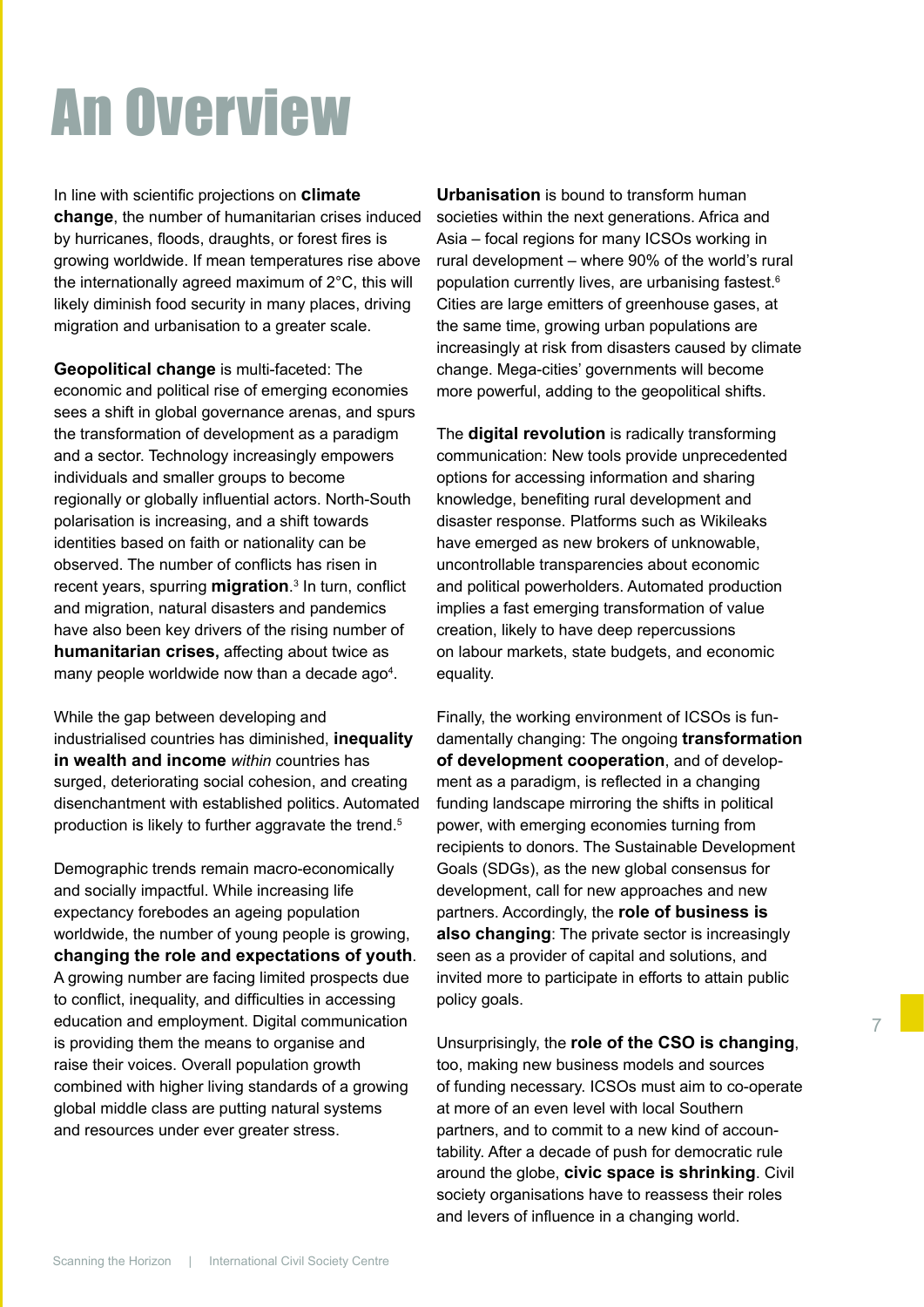# An Overview

In line with scientific projections on **climate change**, the number of humanitarian crises induced by hurricanes, floods, draughts, or forest fires is growing worldwide. If mean temperatures rise above the internationally agreed maximum of 2°C, this will likely diminish food security in many places, driving migration and urbanisation to a greater scale.

**Geopolitical change** is multi-faceted: The economic and political rise of emerging economies sees a shift in global governance arenas, and spurs the transformation of development as a paradigm and a sector. Technology increasingly empowers individuals and smaller groups to become regionally or globally influential actors. North-South polarisation is increasing, and a shift towards identities based on faith or nationality can be observed. The number of conflicts has risen in recent years, spurring **migration**.[3] In turn, conflict and migration, natural disasters and pandemics have also been key drivers of the rising number of **humanitarian crises,** affecting about twice as many people worldwide now than a decade ago[4].

While the gap between developing and industrialised countries has diminished, **inequality in wealth and income** *within* countries has surged, deteriorating social cohesion, and creating disenchantment with established politics. Automated production is likely to further aggravate the trend.[5]

Demographic trends remain macro-economically and socially impactful. While increasing life expectancy forebodes an ageing population worldwide, the number of young people is growing, **changing the role and expectations of youth**. A growing number are facing limited prospects due to conflict, inequality, and difficulties in accessing education and employment. Digital communication is providing them the means to organise and raise their voices. Overall population growth combined with higher living standards of a growing global middle class are putting natural systems and resources under ever greater stress.

**Urbanisation** is bound to transform human societies within the next generations. Africa and Asia – focal regions for many ICSOs working in rural development – where 90% of the world's rural population currently lives, are urbanising fastest.[6] Cities are large emitters of greenhouse gases, at the same time, growing urban populations are increasingly at risk from disasters caused by climate change. Mega-cities' governments will become more powerful, adding to the geopolitical shifts.

The **digital revolution** is radically transforming communication: New tools provide unprecedented options for accessing information and sharing knowledge, benefiting rural development and disaster response. Platforms such as Wikileaks have emerged as new brokers of unknowable, uncontrollable transparencies about economic and political powerholders. Automated production implies a fast emerging transformation of value creation, likely to have deep repercussions on labour markets, state budgets, and economic equality.

Finally, the working environment of ICSOs is fundamentally changing: The ongoing **transformation of development cooperation**, and of development as a paradigm, is reflected in a changing funding landscape mirroring the shifts in political power, with emerging economies turning from recipients to donors. The Sustainable Development Goals (SDGs), as the new global consensus for development, call for new approaches and new partners. Accordingly, the **role of business is also changing**: The private sector is increasingly seen as a provider of capital and solutions, and invited more to participate in efforts to attain public policy goals.

Unsurprisingly, the **role of the CSO is changing**, too, making new business models and sources of funding necessary. ICSOs must aim to co-operate at more of an even level with local Southern partners, and to commit to a new kind of accountability. After a decade of push for democratic rule around the globe, **civic space is shrinking**. Civil society organisations have to reassess their roles and levers of influence in a changing world.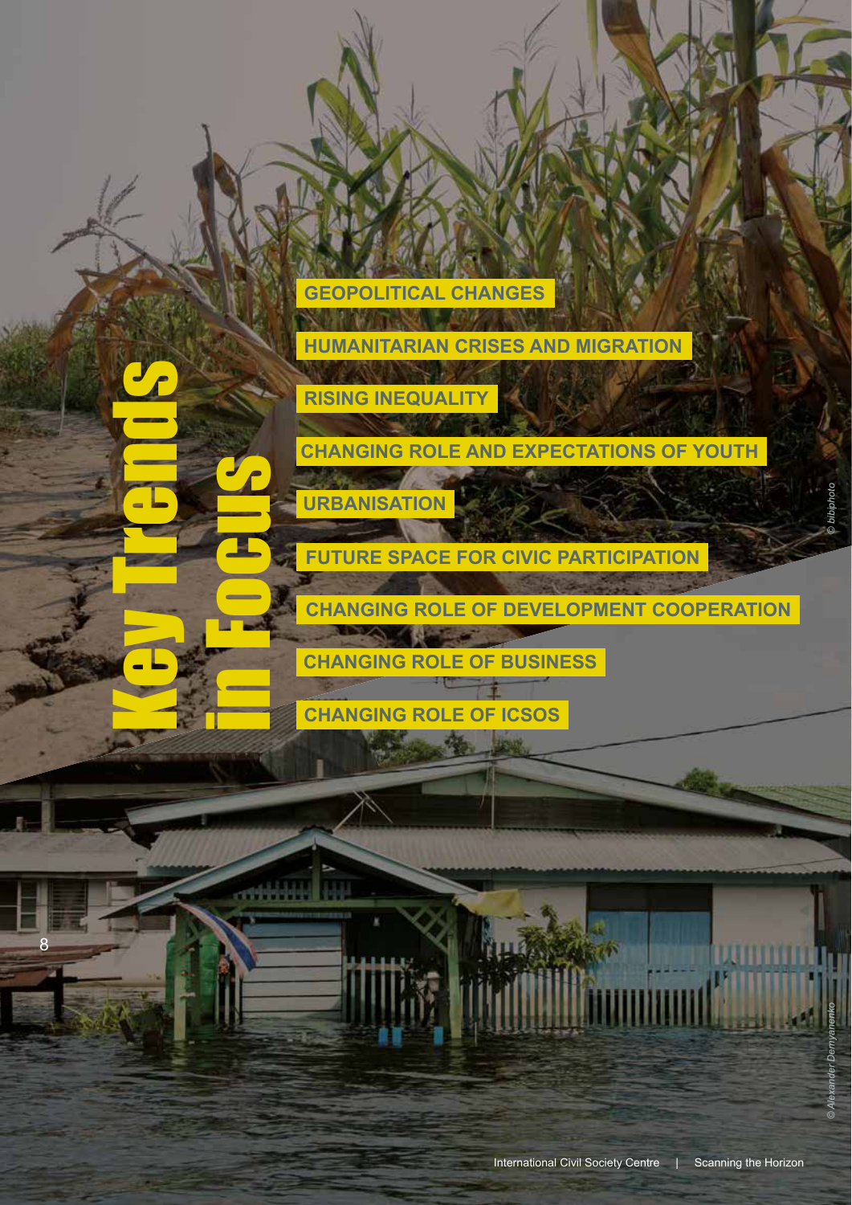# Key Trends in Focus

- GEOPOLITICAL CHANGES
- HUMANITARIAN CRISES AND MIGRATION
- RISING INEQUALITY
- CHANGING ROLE AND EXPECTATIONS OF YOUTH
- URBANISATION
- FUTURE SPACE FOR CIVIC PARTICIPATION
- CHANGING ROLE OF DEVELOPMENT COOPERATION
- CHANGING ROLE OF BUSINESS
- CHANGING ROLE OF ICSOS

*© bibiphoto*

*© Alexander Demyanenko*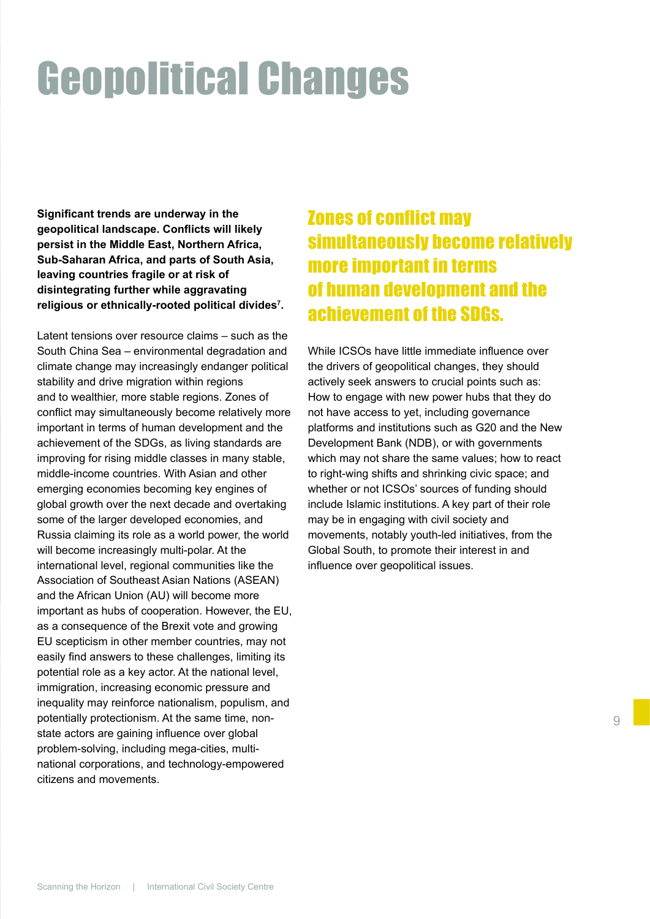# Geopolitical Changes

**Significant trends are underway in the geopolitical landscape. Conflicts will likely persist in the Middle East, Northern Africa, Sub-Saharan Africa, and parts of South Asia, leaving countries fragile or at risk of disintegrating further while aggravating religious or ethnically-rooted political divides[7].**

Latent tensions over resource claims – such as the South China Sea – environmental degradation and climate change may increasingly endanger political stability and drive migration within regions and to wealthier, more stable regions. Zones of conflict may simultaneously become relatively more important in terms of human development and the achievement of the SDGs, as living standards are improving for rising middle classes in many stable, middle-income countries. With Asian and other emerging economies becoming key engines of global growth over the next decade and overtaking some of the larger developed economies, and Russia claiming its role as a world power, the world will become increasingly multi-polar. At the international level, regional communities like the Association of Southeast Asian Nations (ASEAN) and the African Union (AU) will become more important as hubs of cooperation. However, the EU, as a consequence of the Brexit vote and growing EU scepticism in other member countries, may not easily find answers to these challenges, limiting its potential role as a key actor. At the national level, immigration, increasing economic pressure and inequality may reinforce nationalism, populism, and potentially protectionism. At the same time, non-state actors are gaining influence over global problem-solving, including mega-cities, multi-national corporations, and technology-empowered citizens and movements.

## Zones of conflict may simultaneously become relatively more important in terms of human development and the achievement of the SDGs.

While ICSOs have little immediate influence over the drivers of geopolitical changes, they should actively seek answers to crucial points such as: How to engage with new power hubs that they do not have access to yet, including governance platforms and institutions such as G20 and the New Development Bank (NDB), or with governments which may not share the same values; how to react to right-wing shifts and shrinking civic space; and whether or not ICSOs' sources of funding should include Islamic institutions. A key part of their role may be in engaging with civil society and movements, notably youth-led initiatives, from the Global South, to promote their interest in and influence over geopolitical issues.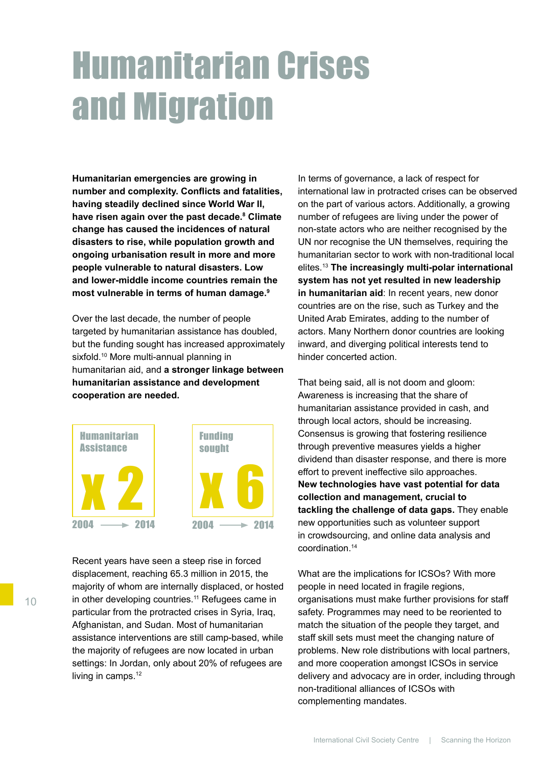# Humanitarian Crises and Migration

**Humanitarian emergencies are growing in number and complexity. Conflicts and fatalities, having steadily declined since World War II, have risen again over the past decade.[8] Climate change has caused the incidences of natural disasters to rise, while population growth and ongoing urbanisation result in more and more people vulnerable to natural disasters. Low and lower-middle income countries remain the most vulnerable in terms of human damage.[9]**

Over the last decade, the number of people targeted by humanitarian assistance has doubled, but the funding sought has increased approximately sixfold.[10] More multi-annual planning in humanitarian aid, and **a stronger linkage between humanitarian assistance and development cooperation are needed.**

**Humanitarian Assistance**
**x 2**
2004 → 2014

**Funding sought**
**x 6**
2004 → 2014

Recent years have seen a steep rise in forced displacement, reaching 65.3 million in 2015, the majority of whom are internally displaced, or hosted in other developing countries.[11] Refugees came in particular from the protracted crises in Syria, Iraq, Afghanistan, and Sudan. Most of humanitarian assistance interventions are still camp-based, while the majority of refugees are now located in urban settings: In Jordan, only about 20% of refugees are living in camps.[12]

In terms of governance, a lack of respect for international law in protracted crises can be observed on the part of various actors. Additionally, a growing number of refugees are living under the power of non-state actors who are neither recognised by the UN nor recognise the UN themselves, requiring the humanitarian sector to work with non-traditional local elites.[13] **The increasingly multi-polar international system has not yet resulted in new leadership in humanitarian aid**: In recent years, new donor countries are on the rise, such as Turkey and the United Arab Emirates, adding to the number of actors. Many Northern donor countries are looking inward, and diverging political interests tend to hinder concerted action.

That being said, all is not doom and gloom: Awareness is increasing that the share of humanitarian assistance provided in cash, and through local actors, should be increasing. Consensus is growing that fostering resilience through preventive measures yields a higher dividend than disaster response, and there is more effort to prevent ineffective silo approaches. **New technologies have vast potential for data collection and management, crucial to tackling the challenge of data gaps.** They enable new opportunities such as volunteer support in crowdsourcing, and online data analysis and coordination.[14]

What are the implications for ICSOs? With more people in need located in fragile regions, organisations must make further provisions for staff safety. Programmes may need to be reoriented to match the situation of the people they target, and staff skill sets must meet the changing nature of problems. New role distributions with local partners, and more cooperation amongst ICSOs in service delivery and advocacy are in order, including through non-traditional alliances of ICSOs with complementing mandates.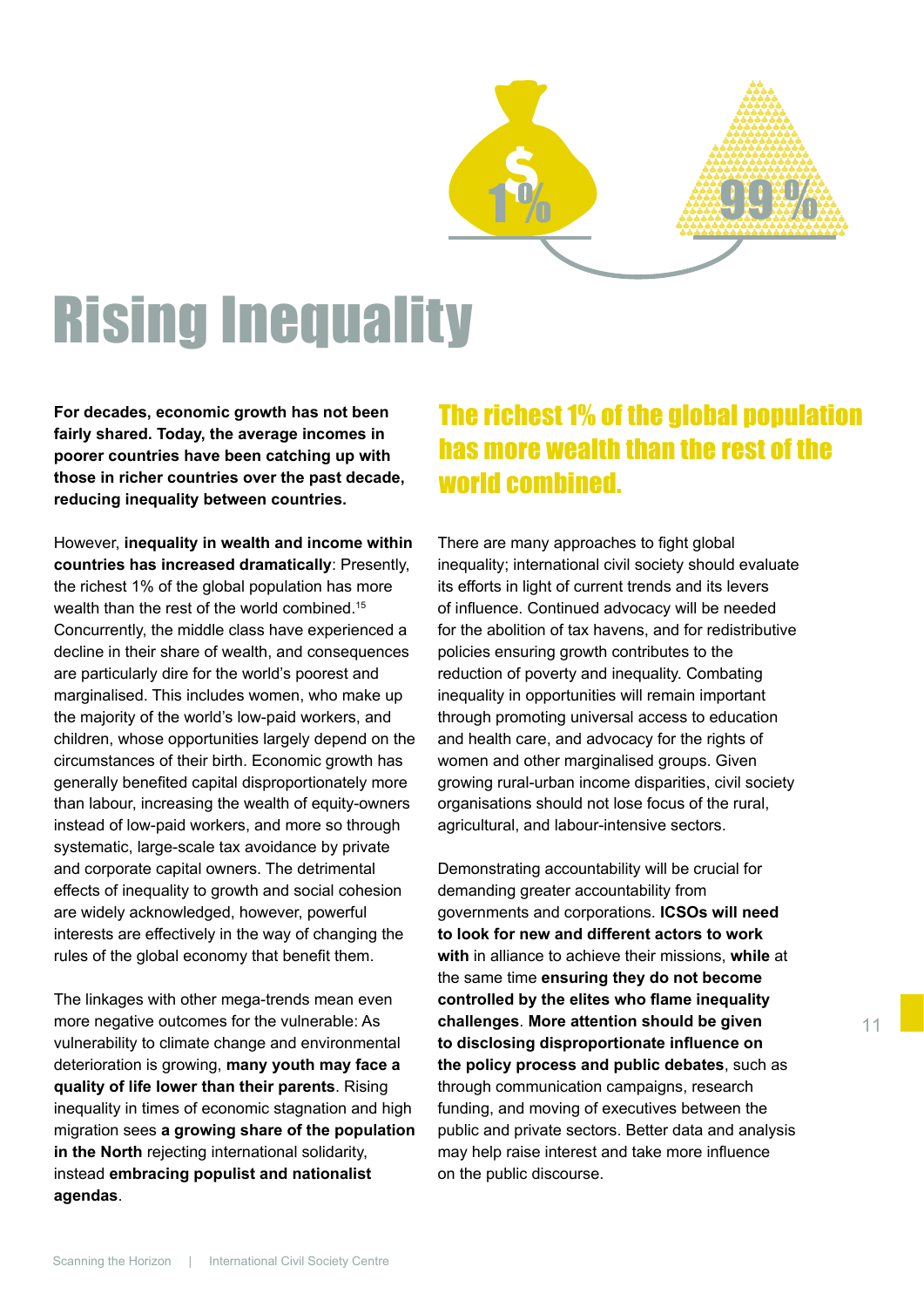# Rising Inequality

**For decades, economic growth has not been fairly shared. Today, the average incomes in poorer countries have been catching up with those in richer countries over the past decade, reducing inequality between countries.**

However, **inequality in wealth and income within countries has increased dramatically**: Presently, the richest 1% of the global population has more wealth than the rest of the world combined.[15] Concurrently, the middle class have experienced a decline in their share of wealth, and consequences are particularly dire for the world's poorest and marginalised. This includes women, who make up the majority of the world's low-paid workers, and children, whose opportunities largely depend on the circumstances of their birth. Economic growth has generally benefited capital disproportionately more than labour, increasing the wealth of equity-owners instead of low-paid workers, and more so through systematic, large-scale tax avoidance by private and corporate capital owners. The detrimental effects of inequality to growth and social cohesion are widely acknowledged, however, powerful interests are effectively in the way of changing the rules of the global economy that benefit them.

The linkages with other mega-trends mean even more negative outcomes for the vulnerable: As vulnerability to climate change and environmental deterioration is growing, **many youth may face a quality of life lower than their parents**. Rising inequality in times of economic stagnation and high migration sees **a growing share of the population in the North** rejecting international solidarity, instead **embracing populist and nationalist agendas**.

## The richest 1% of the global population has more wealth than the rest of the world combined.

There are many approaches to fight global inequality; international civil society should evaluate its efforts in light of current trends and its levers of influence. Continued advocacy will be needed for the abolition of tax havens, and for redistributive policies ensuring growth contributes to the reduction of poverty and inequality. Combating inequality in opportunities will remain important through promoting universal access to education and health care, and advocacy for the rights of women and other marginalised groups. Given growing rural-urban income disparities, civil society organisations should not lose focus of the rural, agricultural, and labour-intensive sectors.

Demonstrating accountability will be crucial for demanding greater accountability from governments and corporations. **ICSOs will need to look for new and different actors to work with** in alliance to achieve their missions, **while** at the same time **ensuring they do not become controlled by the elites who flame inequality challenges**. **More attention should be given to disclosing disproportionate influence on the policy process and public debates**, such as through communication campaigns, research funding, and moving of executives between the public and private sectors. Better data and analysis may help raise interest and take more influence on the public discourse.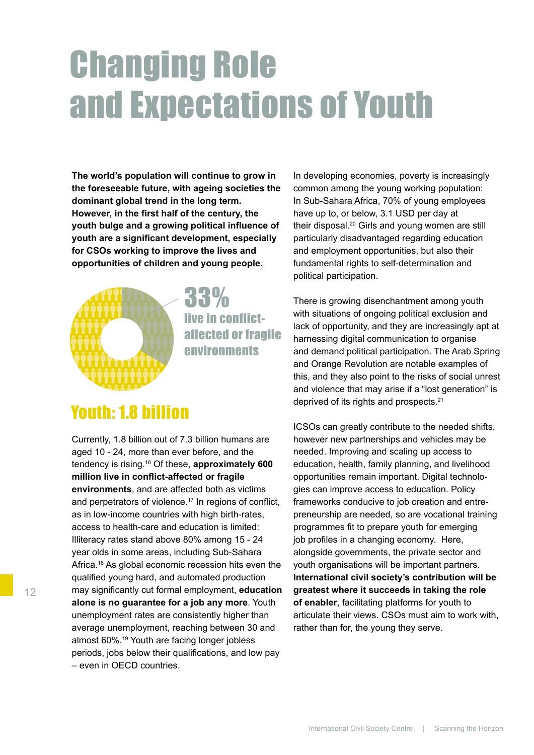# Changing Role and Expectations of Youth

**The world's population will continue to grow in the foreseeable future, with ageing societies the dominant global trend in the long term. However, in the first half of the century, the youth bulge and a growing political influence of youth are a significant development, especially for CSOs working to improve the lives and opportunities of children and young people.**

**33%**
**live in conflict-affected or fragile environments**

## Youth: 1.8 billion

Currently, 1.8 billion out of 7.3 billion humans are aged 10 - 24, more than ever before, and the tendency is rising.[16] Of these, **approximately 600 million live in conflict-affected or fragile environments**, and are affected both as victims and perpetrators of violence.[17] In regions of conflict, as in low-income countries with high birth-rates, access to health-care and education is limited: Illiteracy rates stand above 80% among 15 - 24 year olds in some areas, including Sub-Sahara Africa.[18] As global economic recession hits even the qualified young hard, and automated production may significantly cut formal employment, **education alone is no guarantee for a job any more**. Youth unemployment rates are consistently higher than average unemployment, reaching between 30 and almost 60%.[19] Youth are facing longer jobless periods, jobs below their qualifications, and low pay – even in OECD countries.

In developing economies, poverty is increasingly common among the young working population: In Sub-Sahara Africa, 70% of young employees have up to, or below, 3.1 USD per day at their disposal.[20] Girls and young women are still particularly disadvantaged regarding education and employment opportunities, but also their fundamental rights to self-determination and political participation.

There is growing disenchantment among youth with situations of ongoing political exclusion and lack of opportunity, and they are increasingly apt at harnessing digital communication to organise and demand political participation. The Arab Spring and Orange Revolution are notable examples of this, and they also point to the risks of social unrest and violence that may arise if a "lost generation" is deprived of its rights and prospects.[21]

ICSOs can greatly contribute to the needed shifts, however new partnerships and vehicles may be needed. Improving and scaling up access to education, health, family planning, and livelihood opportunities remain important. Digital technologies can improve access to education. Policy frameworks conducive to job creation and entrepreneurship are needed, so are vocational training programmes fit to prepare youth for emerging job profiles in a changing economy. Here, alongside governments, the private sector and youth organisations will be important partners. **International civil society's contribution will be greatest where it succeeds in taking the role of enabler**, facilitating platforms for youth to articulate their views. CSOs must aim to work with, rather than for, the young they serve.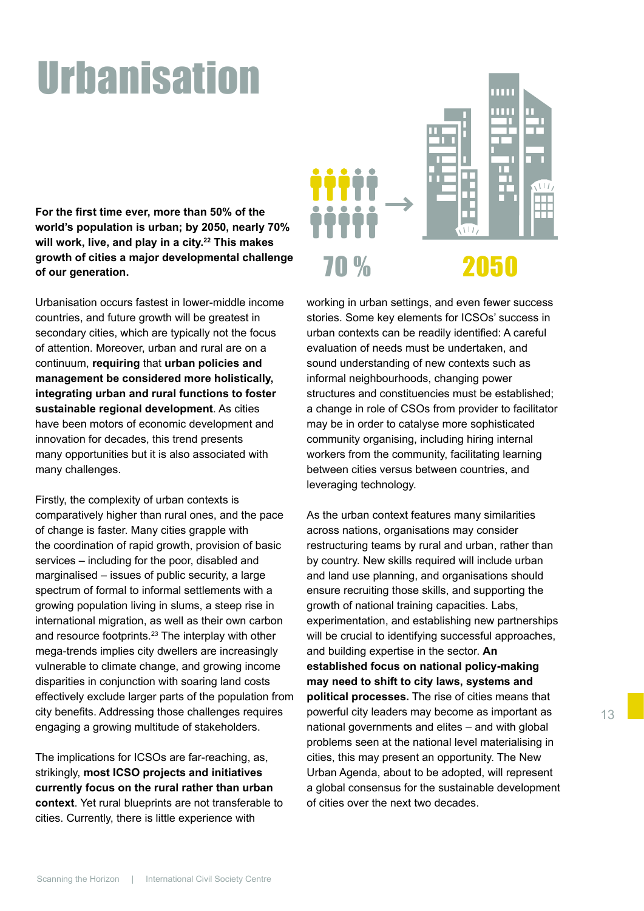# Urbanisation

**For the first time ever, more than 50% of the world's population is urban; by 2050, nearly 70% will work, live, and play in a city.[22] This makes growth of cities a major developmental challenge of our generation.**

70 % 2050

Urbanisation occurs fastest in lower-middle income countries, and future growth will be greatest in secondary cities, which are typically not the focus of attention. Moreover, urban and rural are on a continuum, **requiring** that **urban policies and management be considered more holistically, integrating urban and rural functions to foster sustainable regional development**. As cities have been motors of economic development and innovation for decades, this trend presents many opportunities but it is also associated with many challenges.

Firstly, the complexity of urban contexts is comparatively higher than rural ones, and the pace of change is faster. Many cities grapple with the coordination of rapid growth, provision of basic services – including for the poor, disabled and marginalised – issues of public security, a large spectrum of formal to informal settlements with a growing population living in slums, a steep rise in international migration, as well as their own carbon and resource footprints.[23] The interplay with other mega-trends implies city dwellers are increasingly vulnerable to climate change, and growing income disparities in conjunction with soaring land costs effectively exclude larger parts of the population from city benefits. Addressing those challenges requires engaging a growing multitude of stakeholders.

The implications for ICSOs are far-reaching, as, strikingly, **most ICSO projects and initiatives currently focus on the rural rather than urban context**. Yet rural blueprints are not transferable to cities. Currently, there is little experience with working in urban settings, and even fewer success stories. Some key elements for ICSOs' success in urban contexts can be readily identified: A careful evaluation of needs must be undertaken, and sound understanding of new contexts such as informal neighbourhoods, changing power structures and constituencies must be established; a change in role of CSOs from provider to facilitator may be in order to catalyse more sophisticated community organising, including hiring internal workers from the community, facilitating learning between cities versus between countries, and leveraging technology.

As the urban context features many similarities across nations, organisations may consider restructuring teams by rural and urban, rather than by country. New skills required will include urban and land use planning, and organisations should ensure recruiting those skills, and supporting the growth of national training capacities. Labs, experimentation, and establishing new partnerships will be crucial to identifying successful approaches, and building expertise in the sector. **An established focus on national policy-making may need to shift to city laws, systems and political processes.** The rise of cities means that powerful city leaders may become as important as national governments and elites – and with global problems seen at the national level materialising in cities, this may present an opportunity. The New Urban Agenda, about to be adopted, will represent a global consensus for the sustainable development of cities over the next two decades.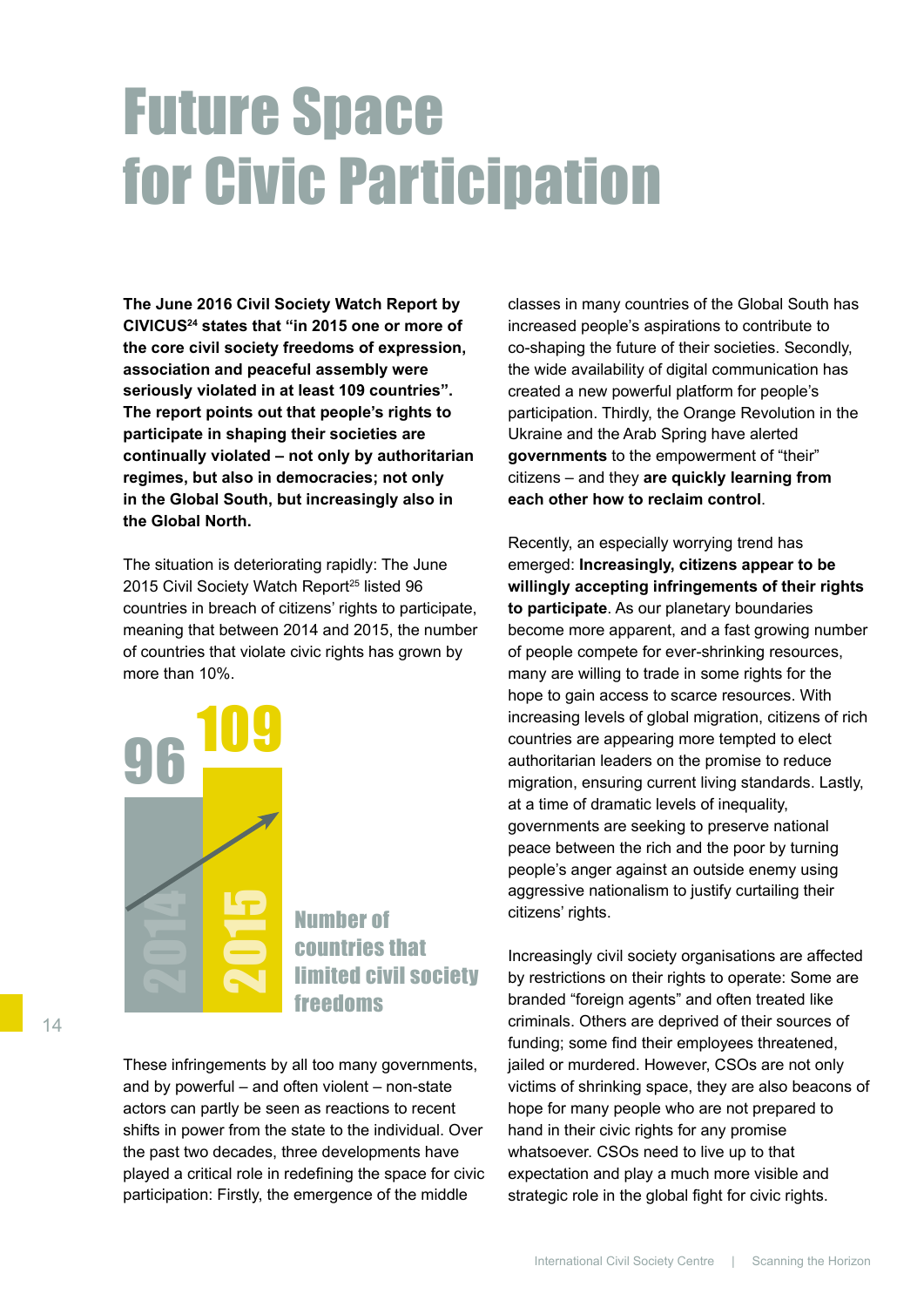# Future Space for Civic Participation

**The June 2016 Civil Society Watch Report by CIVICUS[24] states that "in 2015 one or more of the core civil society freedoms of expression, association and peaceful assembly were seriously violated in at least 109 countries". The report points out that people's rights to participate in shaping their societies are continually violated – not only by authoritarian regimes, but also in democracies; not only in the Global South, but increasingly also in the Global North.**

The situation is deteriorating rapidly: The June 2015 Civil Society Watch Report[25] listed 96 countries in breach of citizens' rights to participate, meaning that between 2014 and 2015, the number of countries that violate civic rights has grown by more than 10%.

96 (2014) → 109 (2015)

Number of countries that limited civil society freedoms

These infringements by all too many governments, and by powerful – and often violent – non-state actors can partly be seen as reactions to recent shifts in power from the state to the individual. Over the past two decades, three developments have played a critical role in redefining the space for civic participation: Firstly, the emergence of the middle classes in many countries of the Global South has increased people's aspirations to contribute to co-shaping the future of their societies. Secondly, the wide availability of digital communication has created a new powerful platform for people's participation. Thirdly, the Orange Revolution in the Ukraine and the Arab Spring have alerted **governments** to the empowerment of "their" citizens – and they **are quickly learning from each other how to reclaim control**.

Recently, an especially worrying trend has emerged: **Increasingly, citizens appear to be willingly accepting infringements of their rights to participate**. As our planetary boundaries become more apparent, and a fast growing number of people compete for ever-shrinking resources, many are willing to trade in some rights for the hope to gain access to scarce resources. With increasing levels of global migration, citizens of rich countries are appearing more tempted to elect authoritarian leaders on the promise to reduce migration, ensuring current living standards. Lastly, at a time of dramatic levels of inequality, governments are seeking to preserve national peace between the rich and the poor by turning people's anger against an outside enemy using aggressive nationalism to justify curtailing their citizens' rights.

Increasingly civil society organisations are affected by restrictions on their rights to operate: Some are branded "foreign agents" and often treated like criminals. Others are deprived of their sources of funding; some find their employees threatened, jailed or murdered. However, CSOs are not only victims of shrinking space, they are also beacons of hope for many people who are not prepared to hand in their civic rights for any promise whatsoever. CSOs need to live up to that expectation and play a much more visible and strategic role in the global fight for civic rights.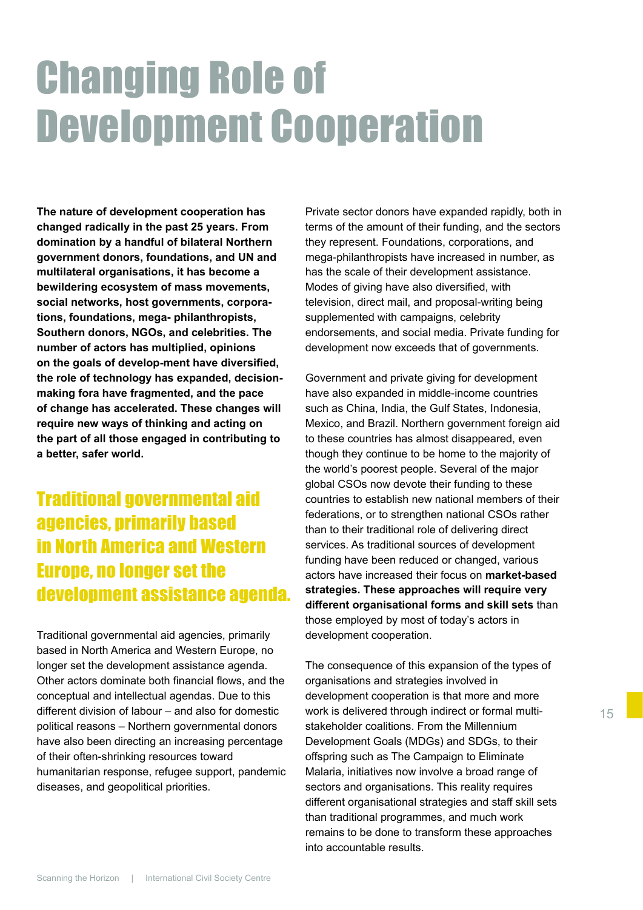# Changing Role of Development Cooperation

**The nature of development cooperation has changed radically in the past 25 years. From domination by a handful of bilateral Northern government donors, foundations, and UN and multilateral organisations, it has become a bewildering ecosystem of mass movements, social networks, host governments, corporations, foundations, mega- philanthropists, Southern donors, NGOs, and celebrities. The number of actors has multiplied, opinions on the goals of develop-ment have diversified, the role of technology has expanded, decision-making fora have fragmented, and the pace of change has accelerated. These changes will require new ways of thinking and acting on the part of all those engaged in contributing to a better, safer world.**

## Traditional governmental aid agencies, primarily based in North America and Western Europe, no longer set the development assistance agenda.

Traditional governmental aid agencies, primarily based in North America and Western Europe, no longer set the development assistance agenda. Other actors dominate both financial flows, and the conceptual and intellectual agendas. Due to this different division of labour – and also for domestic political reasons – Northern governmental donors have also been directing an increasing percentage of their often-shrinking resources toward humanitarian response, refugee support, pandemic diseases, and geopolitical priorities.

Private sector donors have expanded rapidly, both in terms of the amount of their funding, and the sectors they represent. Foundations, corporations, and mega-philanthropists have increased in number, as has the scale of their development assistance. Modes of giving have also diversified, with television, direct mail, and proposal-writing being supplemented with campaigns, celebrity endorsements, and social media. Private funding for development now exceeds that of governments.

Government and private giving for development have also expanded in middle-income countries such as China, India, the Gulf States, Indonesia, Mexico, and Brazil. Northern government foreign aid to these countries has almost disappeared, even though they continue to be home to the majority of the world's poorest people. Several of the major global CSOs now devote their funding to these countries to establish new national members of their federations, or to strengthen national CSOs rather than to their traditional role of delivering direct services. As traditional sources of development funding have been reduced or changed, various actors have increased their focus on **market-based strategies. These approaches will require very different organisational forms and skill sets** than those employed by most of today's actors in development cooperation.

The consequence of this expansion of the types of organisations and strategies involved in development cooperation is that more and more work is delivered through indirect or formal multi-stakeholder coalitions. From the Millennium Development Goals (MDGs) and SDGs, to their offspring such as The Campaign to Eliminate Malaria, initiatives now involve a broad range of sectors and organisations. This reality requires different organisational strategies and staff skill sets than traditional programmes, and much work remains to be done to transform these approaches into accountable results.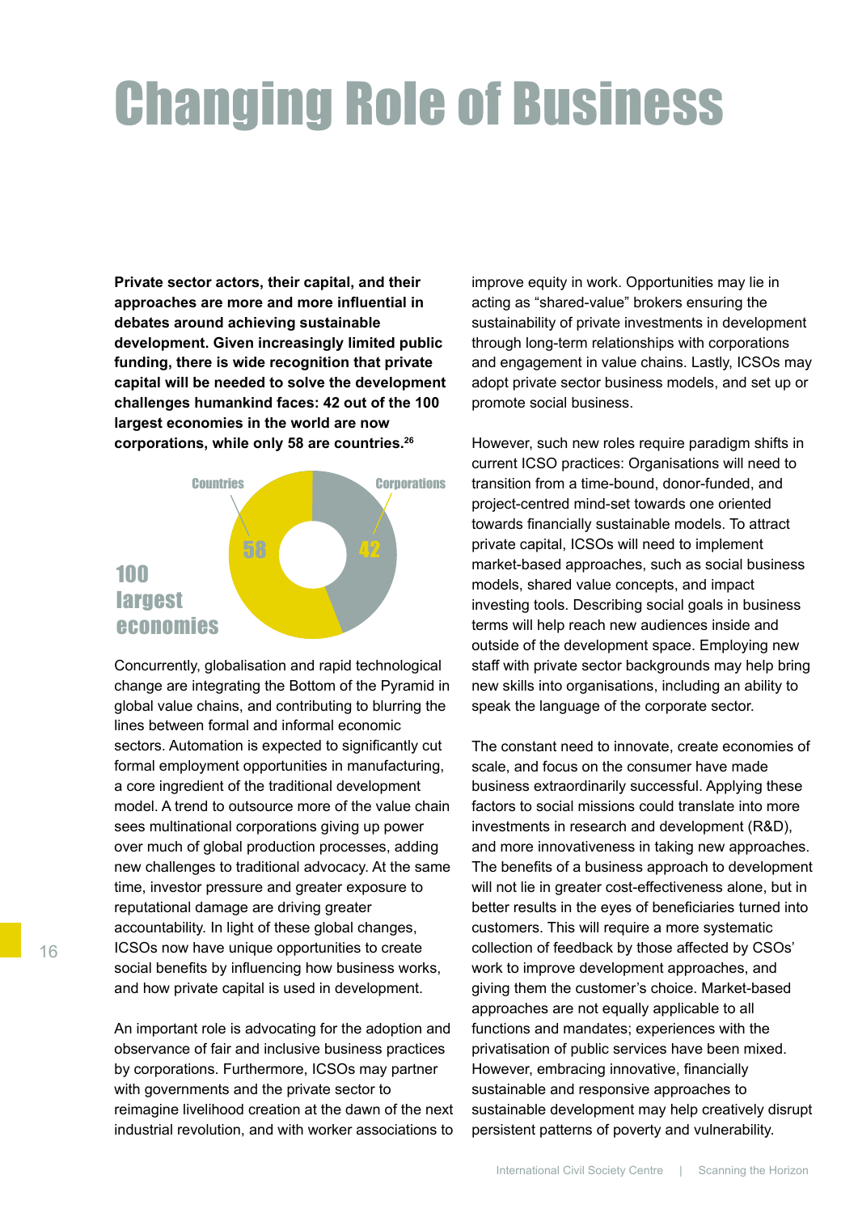# Changing Role of Business

**Private sector actors, their capital, and their approaches are more and more influential in debates around achieving sustainable development. Given increasingly limited public funding, there is wide recognition that private capital will be needed to solve the development challenges humankind faces: 42 out of the 100 largest economies in the world are now corporations, while only 58 are countries.[26]**

100 largest economies

Countries 58

Corporations 42

Concurrently, globalisation and rapid technological change are integrating the Bottom of the Pyramid in global value chains, and contributing to blurring the lines between formal and informal economic sectors. Automation is expected to significantly cut formal employment opportunities in manufacturing, a core ingredient of the traditional development model. A trend to outsource more of the value chain sees multinational corporations giving up power over much of global production processes, adding new challenges to traditional advocacy. At the same time, investor pressure and greater exposure to reputational damage are driving greater accountability. In light of these global changes, ICSOs now have unique opportunities to create social benefits by influencing how business works, and how private capital is used in development.

An important role is advocating for the adoption and observance of fair and inclusive business practices by corporations. Furthermore, ICSOs may partner with governments and the private sector to reimagine livelihood creation at the dawn of the next industrial revolution, and with worker associations to improve equity in work. Opportunities may lie in acting as "shared-value" brokers ensuring the sustainability of private investments in development through long-term relationships with corporations and engagement in value chains. Lastly, ICSOs may adopt private sector business models, and set up or promote social business.

However, such new roles require paradigm shifts in current ICSO practices: Organisations will need to transition from a time-bound, donor-funded, and project-centred mind-set towards one oriented towards financially sustainable models. To attract private capital, ICSOs will need to implement market-based approaches, such as social business models, shared value concepts, and impact investing tools. Describing social goals in business terms will help reach new audiences inside and outside of the development space. Employing new staff with private sector backgrounds may help bring new skills into organisations, including an ability to speak the language of the corporate sector.

The constant need to innovate, create economies of scale, and focus on the consumer have made business extraordinarily successful. Applying these factors to social missions could translate into more investments in research and development (R&D), and more innovativeness in taking new approaches. The benefits of a business approach to development will not lie in greater cost-effectiveness alone, but in better results in the eyes of beneficiaries turned into customers. This will require a more systematic collection of feedback by those affected by CSOs' work to improve development approaches, and giving them the customer's choice. Market-based approaches are not equally applicable to all functions and mandates; experiences with the privatisation of public services have been mixed. However, embracing innovative, financially sustainable and responsive approaches to sustainable development may help creatively disrupt persistent patterns of poverty and vulnerability.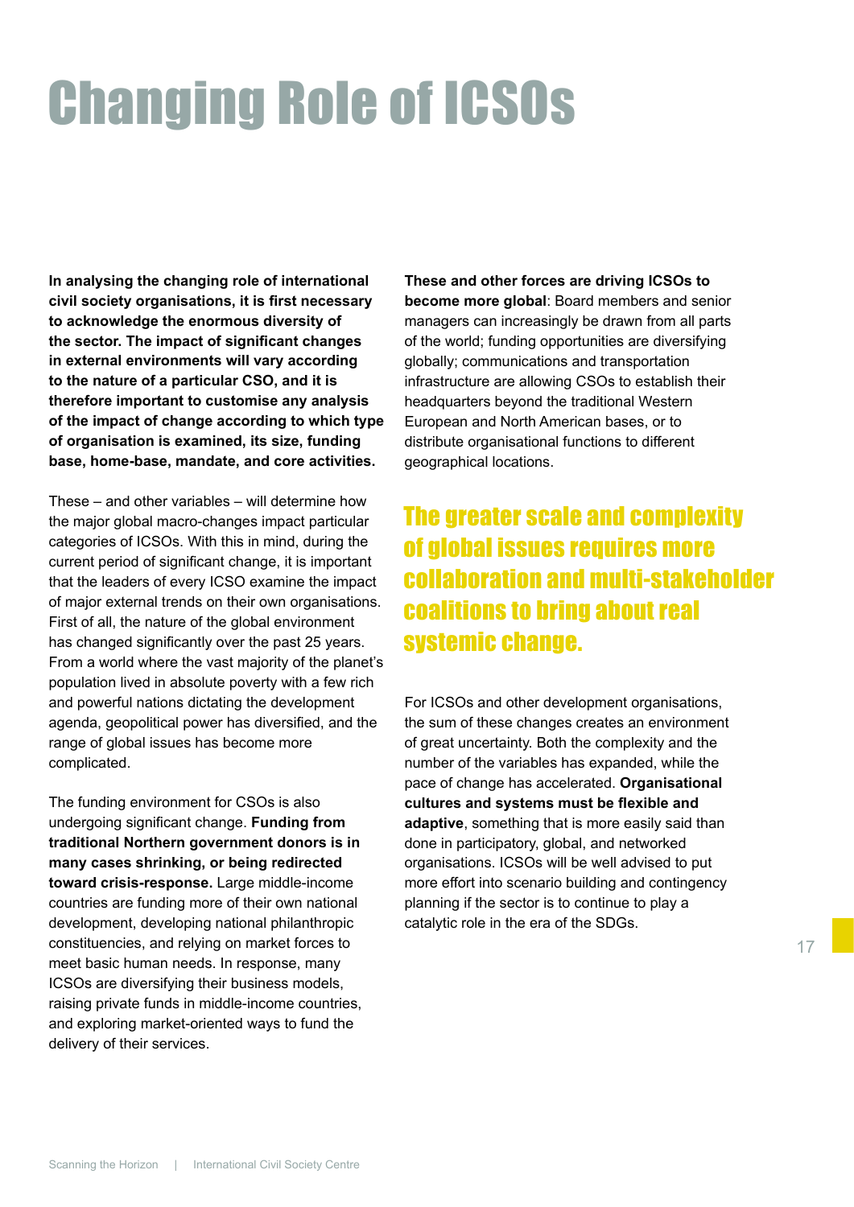# Changing Role of ICSOs

**In analysing the changing role of international civil society organisations, it is first necessary to acknowledge the enormous diversity of the sector. The impact of significant changes in external environments will vary according to the nature of a particular CSO, and it is therefore important to customise any analysis of the impact of change according to which type of organisation is examined, its size, funding base, home-base, mandate, and core activities.**

These – and other variables – will determine how the major global macro-changes impact particular categories of ICSOs. With this in mind, during the current period of significant change, it is important that the leaders of every ICSO examine the impact of major external trends on their own organisations. First of all, the nature of the global environment has changed significantly over the past 25 years. From a world where the vast majority of the planet's population lived in absolute poverty with a few rich and powerful nations dictating the development agenda, geopolitical power has diversified, and the range of global issues has become more complicated.

The funding environment for CSOs is also undergoing significant change. **Funding from traditional Northern government donors is in many cases shrinking, or being redirected toward crisis-response.** Large middle-income countries are funding more of their own national development, developing national philanthropic constituencies, and relying on market forces to meet basic human needs. In response, many ICSOs are diversifying their business models, raising private funds in middle-income countries, and exploring market-oriented ways to fund the delivery of their services.

**These and other forces are driving ICSOs to become more global**: Board members and senior managers can increasingly be drawn from all parts of the world; funding opportunities are diversifying globally; communications and transportation infrastructure are allowing CSOs to establish their headquarters beyond the traditional Western European and North American bases, or to distribute organisational functions to different geographical locations.

**The greater scale and complexity of global issues requires more collaboration and multi-stakeholder coalitions to bring about real systemic change.**

For ICSOs and other development organisations, the sum of these changes creates an environment of great uncertainty. Both the complexity and the number of the variables has expanded, while the pace of change has accelerated. **Organisational cultures and systems must be flexible and adaptive**, something that is more easily said than done in participatory, global, and networked organisations. ICSOs will be well advised to put more effort into scenario building and contingency planning if the sector is to continue to play a catalytic role in the era of the SDGs.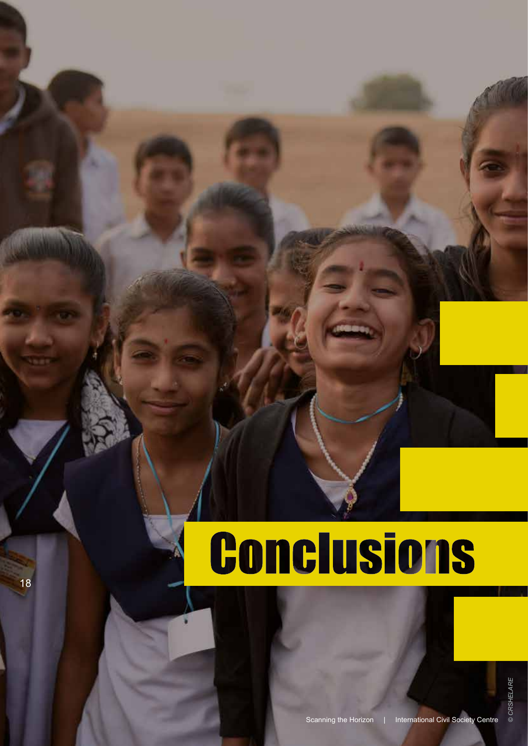# Conclusions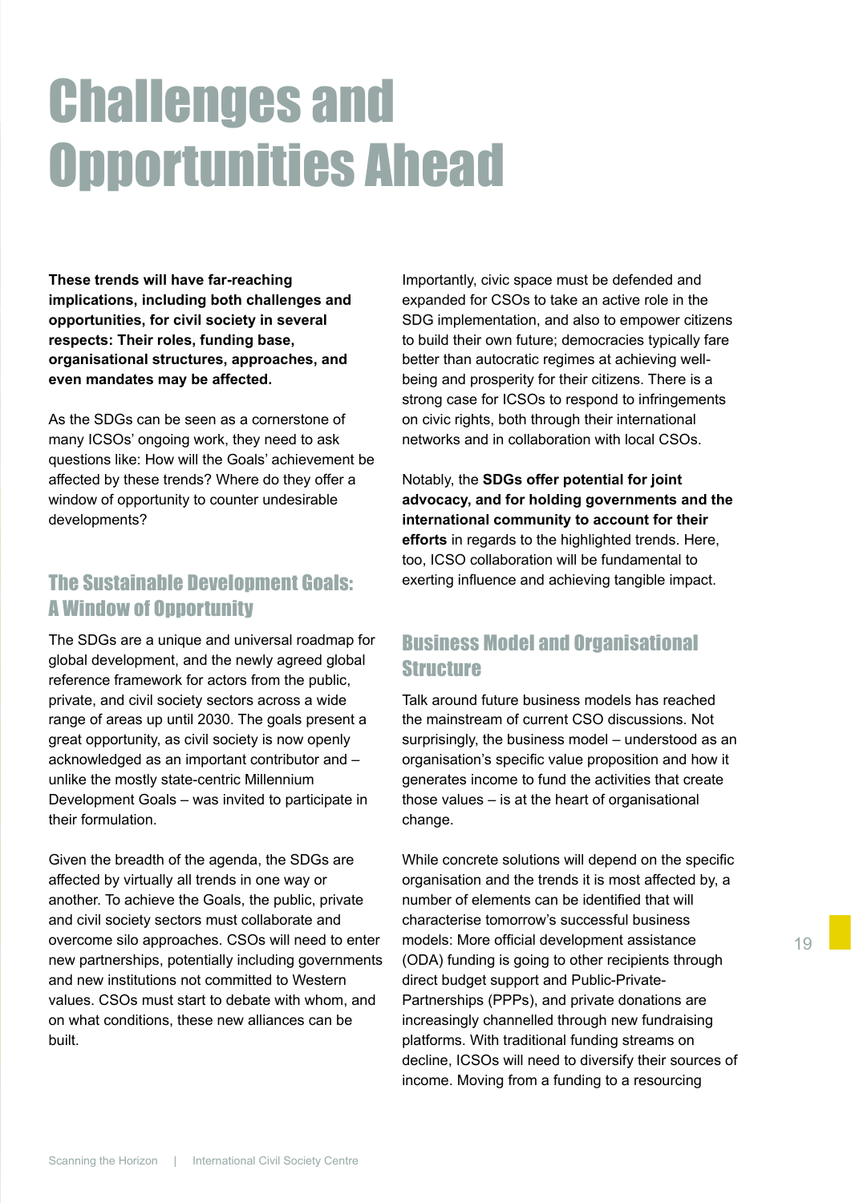# Challenges and Opportunities Ahead

**These trends will have far-reaching implications, including both challenges and opportunities, for civil society in several respects: Their roles, funding base, organisational structures, approaches, and even mandates may be affected.**

As the SDGs can be seen as a cornerstone of many ICSOs' ongoing work, they need to ask questions like: How will the Goals' achievement be affected by these trends? Where do they offer a window of opportunity to counter undesirable developments?

## The Sustainable Development Goals: A Window of Opportunity

The SDGs are a unique and universal roadmap for global development, and the newly agreed global reference framework for actors from the public, private, and civil society sectors across a wide range of areas up until 2030. The goals present a great opportunity, as civil society is now openly acknowledged as an important contributor and – unlike the mostly state-centric Millennium Development Goals – was invited to participate in their formulation.

Given the breadth of the agenda, the SDGs are affected by virtually all trends in one way or another. To achieve the Goals, the public, private and civil society sectors must collaborate and overcome silo approaches. CSOs will need to enter new partnerships, potentially including governments and new institutions not committed to Western values. CSOs must start to debate with whom, and on what conditions, these new alliances can be built.

Importantly, civic space must be defended and expanded for CSOs to take an active role in the SDG implementation, and also to empower citizens to build their own future; democracies typically fare better than autocratic regimes at achieving well-being and prosperity for their citizens. There is a strong case for ICSOs to respond to infringements on civic rights, both through their international networks and in collaboration with local CSOs.

Notably, the **SDGs offer potential for joint advocacy, and for holding governments and the international community to account for their efforts** in regards to the highlighted trends. Here, too, ICSO collaboration will be fundamental to exerting influence and achieving tangible impact.

## Business Model and Organisational Structure

Talk around future business models has reached the mainstream of current CSO discussions. Not surprisingly, the business model – understood as an organisation's specific value proposition and how it generates income to fund the activities that create those values – is at the heart of organisational change.

While concrete solutions will depend on the specific organisation and the trends it is most affected by, a number of elements can be identified that will characterise tomorrow's successful business models: More official development assistance (ODA) funding is going to other recipients through direct budget support and Public-Private-Partnerships (PPPs), and private donations are increasingly channelled through new fundraising platforms. With traditional funding streams on decline, ICSOs will need to diversify their sources of income. Moving from a funding to a resourcing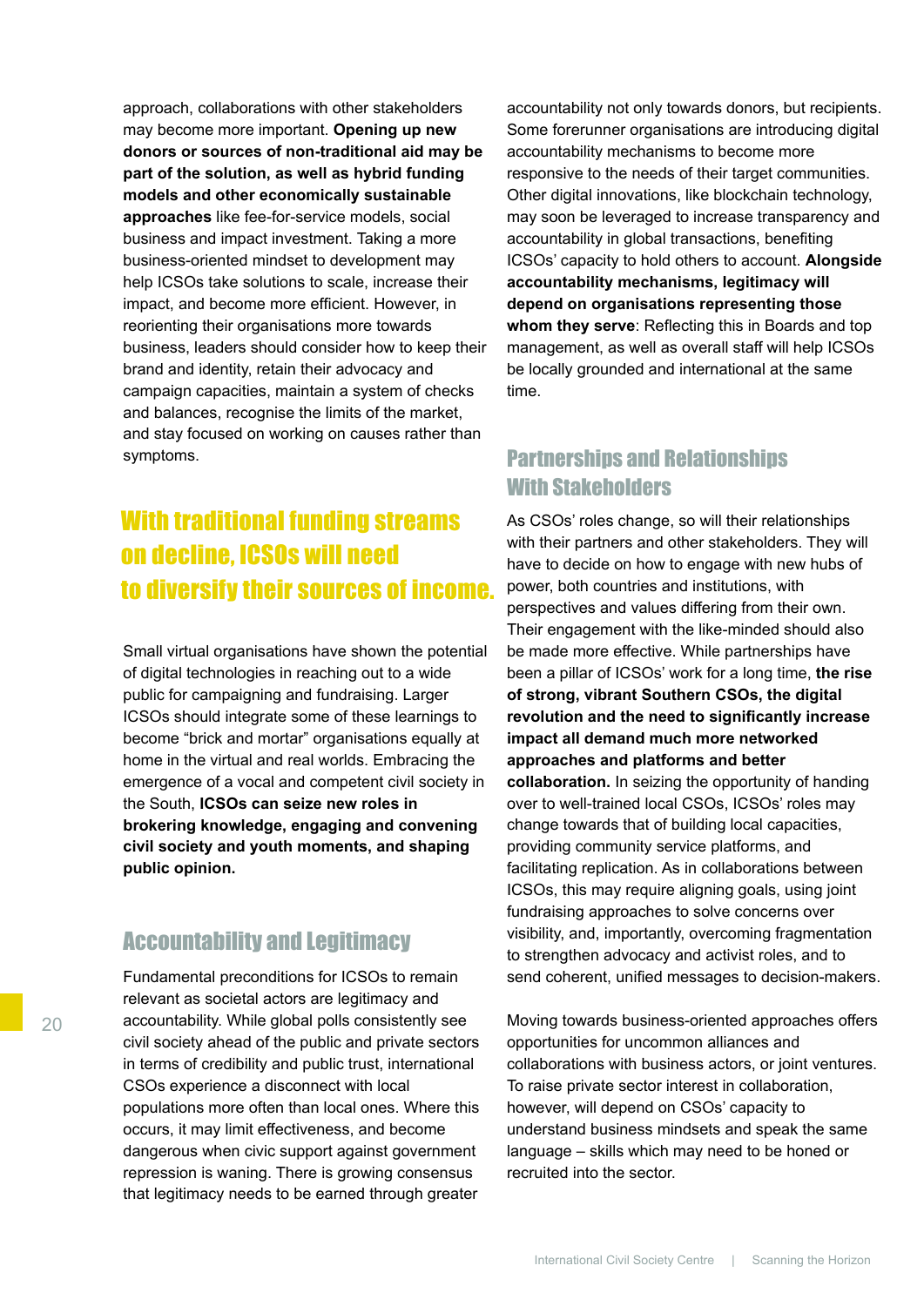approach, collaborations with other stakeholders may become more important. **Opening up new donors or sources of non-traditional aid may be part of the solution, as well as hybrid funding models and other economically sustainable approaches** like fee-for-service models, social business and impact investment. Taking a more business-oriented mindset to development may help ICSOs take solutions to scale, increase their impact, and become more efficient. However, in reorienting their organisations more towards business, leaders should consider how to keep their brand and identity, retain their advocacy and campaign capacities, maintain a system of checks and balances, recognise the limits of the market, and stay focused on working on causes rather than symptoms.

> **With traditional funding streams on decline, ICSOs will need to diversify their sources of income.**

Small virtual organisations have shown the potential of digital technologies in reaching out to a wide public for campaigning and fundraising. Larger ICSOs should integrate some of these learnings to become "brick and mortar" organisations equally at home in the virtual and real worlds. Embracing the emergence of a vocal and competent civil society in the South, **ICSOs can seize new roles in brokering knowledge, engaging and convening civil society and youth moments, and shaping public opinion.**

## Accountability and Legitimacy

Fundamental preconditions for ICSOs to remain relevant as societal actors are legitimacy and accountability. While global polls consistently see civil society ahead of the public and private sectors in terms of credibility and public trust, international CSOs experience a disconnect with local populations more often than local ones. Where this occurs, it may limit effectiveness, and become dangerous when civic support against government repression is waning. There is growing consensus that legitimacy needs to be earned through greater accountability not only towards donors, but recipients. Some forerunner organisations are introducing digital accountability mechanisms to become more responsive to the needs of their target communities. Other digital innovations, like blockchain technology, may soon be leveraged to increase transparency and accountability in global transactions, benefiting ICSOs' capacity to hold others to account. **Alongside accountability mechanisms, legitimacy will depend on organisations representing those whom they serve**: Reflecting this in Boards and top management, as well as overall staff will help ICSOs be locally grounded and international at the same time.

## Partnerships and Relationships With Stakeholders

As CSOs' roles change, so will their relationships with their partners and other stakeholders. They will have to decide on how to engage with new hubs of power, both countries and institutions, with perspectives and values differing from their own. Their engagement with the like-minded should also be made more effective. While partnerships have been a pillar of ICSOs' work for a long time, **the rise of strong, vibrant Southern CSOs, the digital revolution and the need to significantly increase impact all demand much more networked approaches and platforms and better collaboration.** In seizing the opportunity of handing over to well-trained local CSOs, ICSOs' roles may change towards that of building local capacities, providing community service platforms, and facilitating replication. As in collaborations between ICSOs, this may require aligning goals, using joint fundraising approaches to solve concerns over visibility, and, importantly, overcoming fragmentation to strengthen advocacy and activist roles, and to send coherent, unified messages to decision-makers.

Moving towards business-oriented approaches offers opportunities for uncommon alliances and collaborations with business actors, or joint ventures. To raise private sector interest in collaboration, however, will depend on CSOs' capacity to understand business mindsets and speak the same language – skills which may need to be honed or recruited into the sector.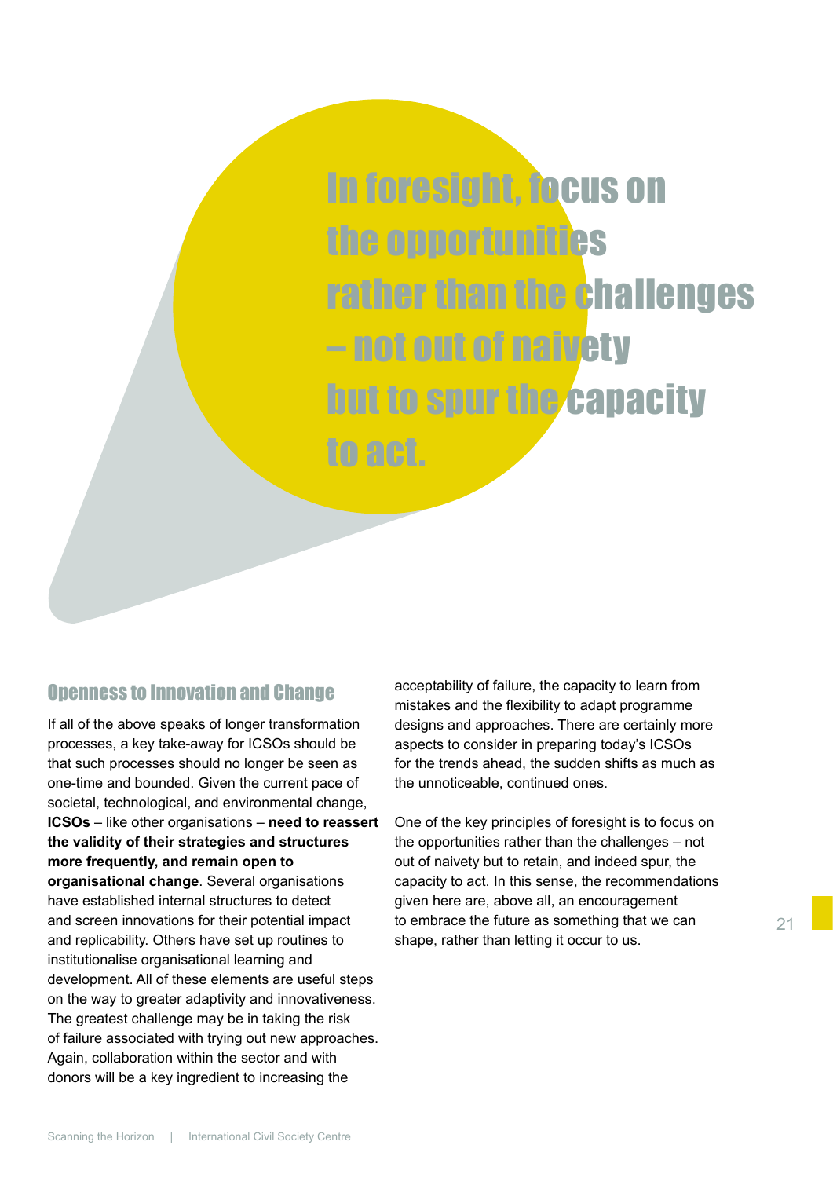> **In foresight, focus on the opportunities rather than the challenges – not out of naivety but to spur the capacity to act.**

## Openness to Innovation and Change

If all of the above speaks of longer transformation processes, a key take-away for ICSOs should be that such processes should no longer be seen as one-time and bounded. Given the current pace of societal, technological, and environmental change, **ICSOs** – like other organisations – **need to reassert the validity of their strategies and structures more frequently, and remain open to organisational change**. Several organisations have established internal structures to detect and screen innovations for their potential impact and replicability. Others have set up routines to institutionalise organisational learning and development. All of these elements are useful steps on the way to greater adaptivity and innovativeness. The greatest challenge may be in taking the risk of failure associated with trying out new approaches. Again, collaboration within the sector and with donors will be a key ingredient to increasing the acceptability of failure, the capacity to learn from mistakes and the flexibility to adapt programme designs and approaches. There are certainly more aspects to consider in preparing today's ICSOs for the trends ahead, the sudden shifts as much as the unnoticeable, continued ones.

One of the key principles of foresight is to focus on the opportunities rather than the challenges – not out of naivety but to retain, and indeed spur, the capacity to act. In this sense, the recommendations given here are, above all, an encouragement to embrace the future as something that we can shape, rather than letting it occur to us.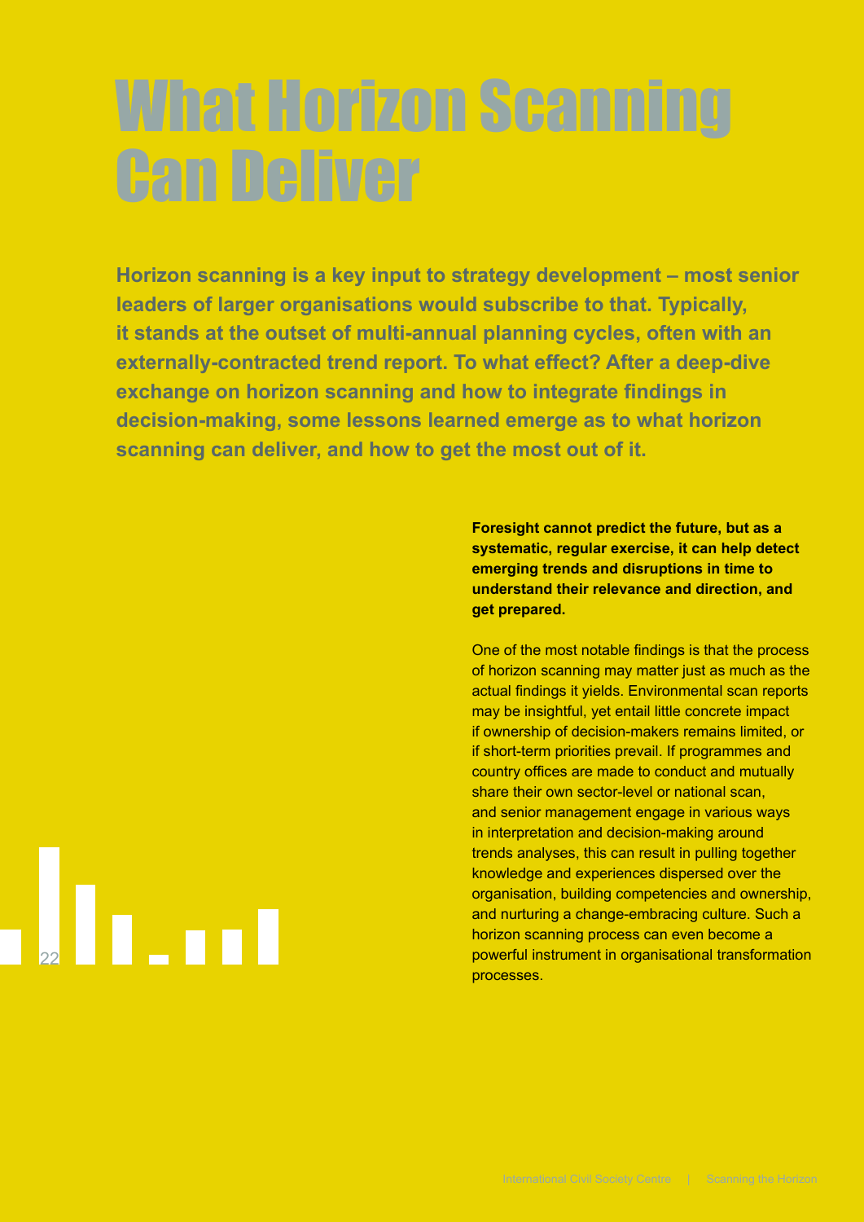# What Horizon Scanning Can Deliver

**Horizon scanning is a key input to strategy development – most senior leaders of larger organisations would subscribe to that. Typically, it stands at the outset of multi-annual planning cycles, often with an externally-contracted trend report. To what effect? After a deep-dive exchange on horizon scanning and how to integrate findings in decision-making, some lessons learned emerge as to what horizon scanning can deliver, and how to get the most out of it.**

**Foresight cannot predict the future, but as a systematic, regular exercise, it can help detect emerging trends and disruptions in time to understand their relevance and direction, and get prepared.**

One of the most notable findings is that the process of horizon scanning may matter just as much as the actual findings it yields. Environmental scan reports may be insightful, yet entail little concrete impact if ownership of decision-makers remains limited, or if short-term priorities prevail. If programmes and country offices are made to conduct and mutually share their own sector-level or national scan, and senior management engage in various ways in interpretation and decision-making around trends analyses, this can result in pulling together knowledge and experiences dispersed over the organisation, building competencies and ownership, and nurturing a change-embracing culture. Such a horizon scanning process can even become a powerful instrument in organisational transformation processes.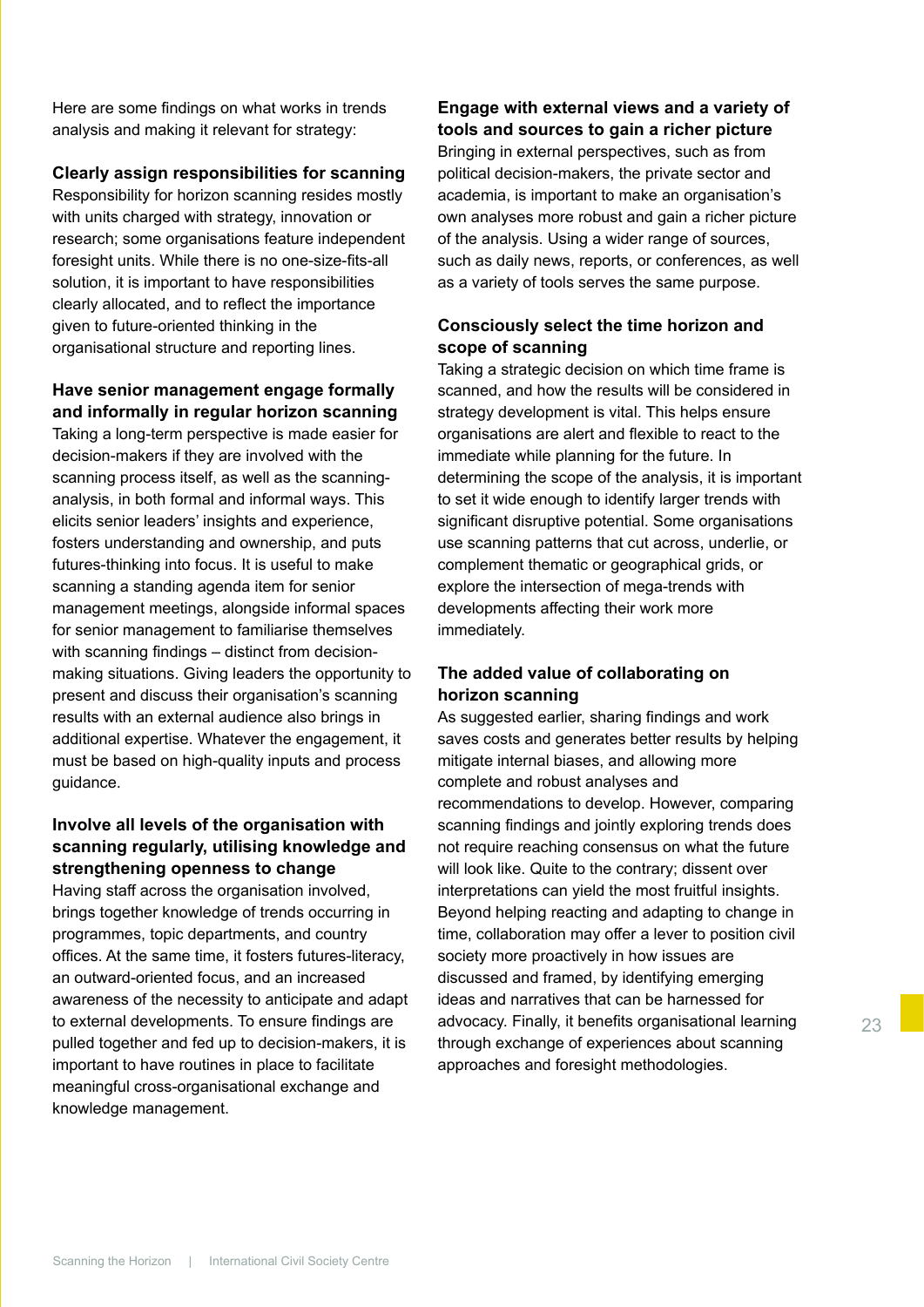Here are some findings on what works in trends analysis and making it relevant for strategy:

**Clearly assign responsibilities for scanning**

Responsibility for horizon scanning resides mostly with units charged with strategy, innovation or research; some organisations feature independent foresight units. While there is no one-size-fits-all solution, it is important to have responsibilities clearly allocated, and to reflect the importance given to future-oriented thinking in the organisational structure and reporting lines.

**Have senior management engage formally and informally in regular horizon scanning**

Taking a long-term perspective is made easier for decision-makers if they are involved with the scanning process itself, as well as the scanning-analysis, in both formal and informal ways. This elicits senior leaders' insights and experience, fosters understanding and ownership, and puts futures-thinking into focus. It is useful to make scanning a standing agenda item for senior management meetings, alongside informal spaces for senior management to familiarise themselves with scanning findings – distinct from decision-making situations. Giving leaders the opportunity to present and discuss their organisation's scanning results with an external audience also brings in additional expertise. Whatever the engagement, it must be based on high-quality inputs and process guidance.

**Involve all levels of the organisation with scanning regularly, utilising knowledge and strengthening openness to change**

Having staff across the organisation involved, brings together knowledge of trends occurring in programmes, topic departments, and country offices. At the same time, it fosters futures-literacy, an outward-oriented focus, and an increased awareness of the necessity to anticipate and adapt to external developments. To ensure findings are pulled together and fed up to decision-makers, it is important to have routines in place to facilitate meaningful cross-organisational exchange and knowledge management.

**Engage with external views and a variety of tools and sources to gain a richer picture**

Bringing in external perspectives, such as from political decision-makers, the private sector and academia, is important to make an organisation's own analyses more robust and gain a richer picture of the analysis. Using a wider range of sources, such as daily news, reports, or conferences, as well as a variety of tools serves the same purpose.

**Consciously select the time horizon and scope of scanning**

Taking a strategic decision on which time frame is scanned, and how the results will be considered in strategy development is vital. This helps ensure organisations are alert and flexible to react to the immediate while planning for the future. In determining the scope of the analysis, it is important to set it wide enough to identify larger trends with significant disruptive potential. Some organisations use scanning patterns that cut across, underlie, or complement thematic or geographical grids, or explore the intersection of mega-trends with developments affecting their work more immediately.

**The added value of collaborating on horizon scanning**

As suggested earlier, sharing findings and work saves costs and generates better results by helping mitigate internal biases, and allowing more complete and robust analyses and recommendations to develop. However, comparing scanning findings and jointly exploring trends does not require reaching consensus on what the future will look like. Quite to the contrary; dissent over interpretations can yield the most fruitful insights. Beyond helping reacting and adapting to change in time, collaboration may offer a lever to position civil society more proactively in how issues are discussed and framed, by identifying emerging ideas and narratives that can be harnessed for advocacy. Finally, it benefits organisational learning through exchange of experiences about scanning approaches and foresight methodologies.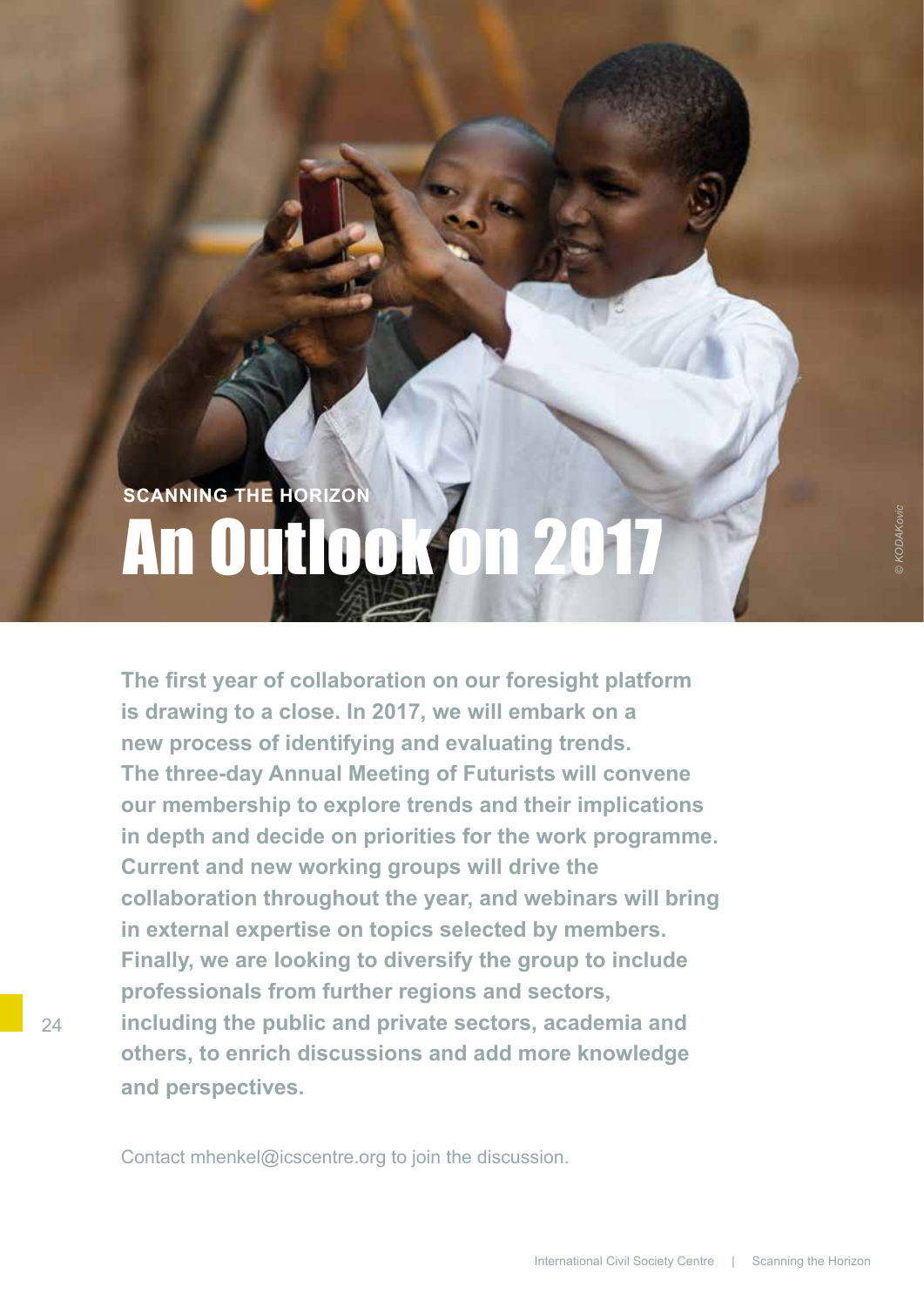SCANNING THE HORIZON

# An Outlook on 2017

© KODAKovic

**The first year of collaboration on our foresight platform is drawing to a close. In 2017, we will embark on a new process of identifying and evaluating trends. The three-day Annual Meeting of Futurists will convene our membership to explore trends and their implications in depth and decide on priorities for the work programme. Current and new working groups will drive the collaboration throughout the year, and webinars will bring in external expertise on topics selected by members. Finally, we are looking to diversify the group to include professionals from further regions and sectors, including the public and private sectors, academia and others, to enrich discussions and add more knowledge and perspectives.**

Contact mhenkel@icscentre.org to join the discussion.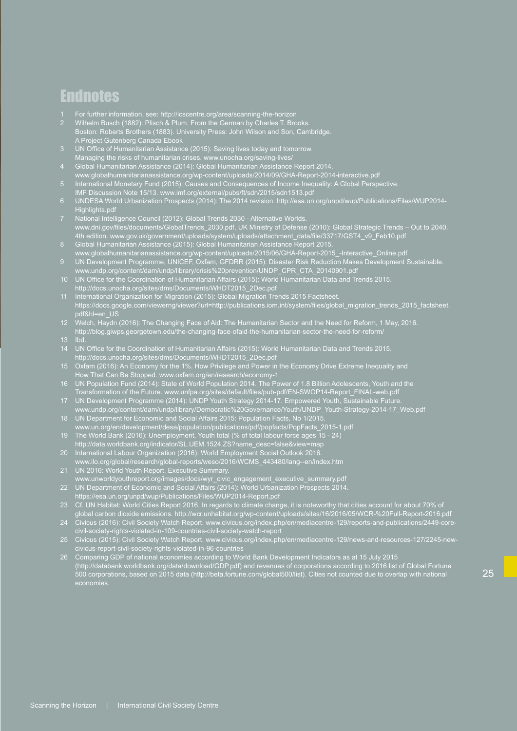# Endnotes

1. For further information, see: http://icscentre.org/area/scanning-the-horizon
2. Wilhelm Busch (1882): Plisch & Plum. From the German by Charles T. Brooks. Boston: Roberts Brothers (1883). University Press: John Wilson and Son, Cambridge. A Project Gutenberg Canada Ebook
3. UN Office of Humanitarian Assistance (2015): Saving lives today and tomorrow. Managing the risks of humanitarian crises. www.unocha.org/saving-lives/
4. Global Humanitarian Assistance (2014): Global Humanitarian Assistance Report 2014. www.globalhumanitarianassistance.org/wp-content/uploads/2014/09/GHA-Report-2014-interactive.pdf
5. International Monetary Fund (2015): Causes and Consequences of Income Inequality: A Global Perspective. IMF Discussion Note 15/13. www.imf.org/external/pubs/ft/sdn/2015/sdn1513.pdf
6. UNDESA World Urbanization Prospects (2014): The 2014 revision. http://esa.un.org/unpd/wup/Publications/Files/WUP2014-Highlights.pdf
7. National Intelligence Council (2012): Global Trends 2030 - Alternative Worlds. www.dni.gov/files/documents/GlobalTrends_2030.pdf, UK Ministry of Defense (2010): Global Strategic Trends – Out to 2040. 4th edition. www.gov.uk/government/uploads/system/uploads/attachment_data/file/33717/GST4_v9_Feb10.pdf
8. Global Humanitarian Assistance (2015): Global Humanitarian Assistance Report 2015. www.globalhumanitarianassistance.org/wp-content/uploads/2015/06/GHA-Report-2015_-Interactive_Online.pdf
9. UN Development Programme, UNICEF, Oxfam, GFDRR (2015): Disaster Risk Reduction Makes Development Sustainable. www.undp.org/content/dam/undp/library/crisis%20prevention/UNDP_CPR_CTA_20140901.pdf
10. UN Office for the Coordination of Humanitarian Affairs (2015): World Humanitarian Data and Trends 2015. http://docs.unocha.org/sites/dms/Documents/WHDT2015_2Dec.pdf
11. International Organization for Migration (2015): Global Migration Trends 2015 Factsheet. https://docs.google.com/viewerng/viewer?url=http://publications.iom.int/system/files/global_migration_trends_2015_factsheet.pdf&hl=en_US
12. Welch, Haydn (2016): The Changing Face of Aid: The Humanitarian Sector and the Need for Reform, 1 May, 2016. http://blog.giwps.georgetown.edu/the-changing-face-ofaid-the-humanitarian-sector-the-need-for-reform/
13. Ibd.
14. UN Office for the Coordination of Humanitarian Affairs (2015): World Humanitarian Data and Trends 2015. http://docs.unocha.org/sites/dms/Documents/WHDT2015_2Dec.pdf
15. Oxfam (2016): An Economy for the 1%. How Privilege and Power in the Economy Drive Extreme Inequality and How That Can Be Stopped. www.oxfam.org/en/research/economy-1
16. UN Population Fund (2014): State of World Population 2014. The Power of 1.8 Billion Adolescents, Youth and the Transformation of the Future. www.unfpa.org/sites/default/files/pub-pdf/EN-SWOP14-Report_FINAL-web.pdf
17. UN Development Programme (2014): UNDP Youth Strategy 2014-17. Empowered Youth, Sustainable Future. www.undp.org/content/dam/undp/library/Democratic%20Governance/Youth/UNDP_Youth-Strategy-2014-17_Web.pdf
18. UN Department for Economic and Social Affairs 2015: Population Facts, No 1/2015. www.un.org/en/development/desa/population/publications/pdf/popfacts/PopFacts_2015-1.pdf
19. The World Bank (2016): Unemployment, Youth total (% of total labour force ages 15 - 24) http://data.worldbank.org/indicator/SL.UEM.1524.ZS?name_desc=false&view=map
20. International Labour Organization (2016): World Employment Social Outlook 2016. www.ilo.org/global/research/global-reports/weso/2016/WCMS_443480/lang--en/index.htm
21. UN 2016: World Youth Report. Executive Summary. www.unworldyouthreport.org/images/docs/wyr_civic_engagement_executive_summary.pdf
22. UN Department of Economic and Social Affairs (2014): World Urbanization Prospects 2014. https://esa.un.org/unpd/wup/Publications/Files/WUP2014-Report.pdf
23. Cf. UN Habitat: World Cities Report 2016. In regards to climate change, it is noteworthy that cities account for about 70% of global carbon dioxide emissions. http://wcr.unhabitat.org/wp-content/uploads/sites/16/2016/05/WCR-%20Full-Report-2016.pdf
24. Civicus (2016): Civil Society Watch Report. www.civicus.org/index.php/en/mediacentre-129/reports-and-publications/2449-core-civil-society-rights-violated-in-109-countries-civil-society-watch-report
25. Civicus (2015): Civil Society Watch Report. www.civicus.org/index.php/en/mediacentre-129/news-and-resources-127/2245-new-civicus-report-civil-society-rights-violated-in-96-countries
26. Comparing GDP of national economies according to World Bank Development Indicators as at 15 July 2015 (http://databank.worldbank.org/data/download/GDP.pdf) and revenues of corporations according to 2016 list of Global Fortune 500 corporations, based on 2015 data (http://beta.fortune.com/global500/list). Cities not counted due to overlap with national economies.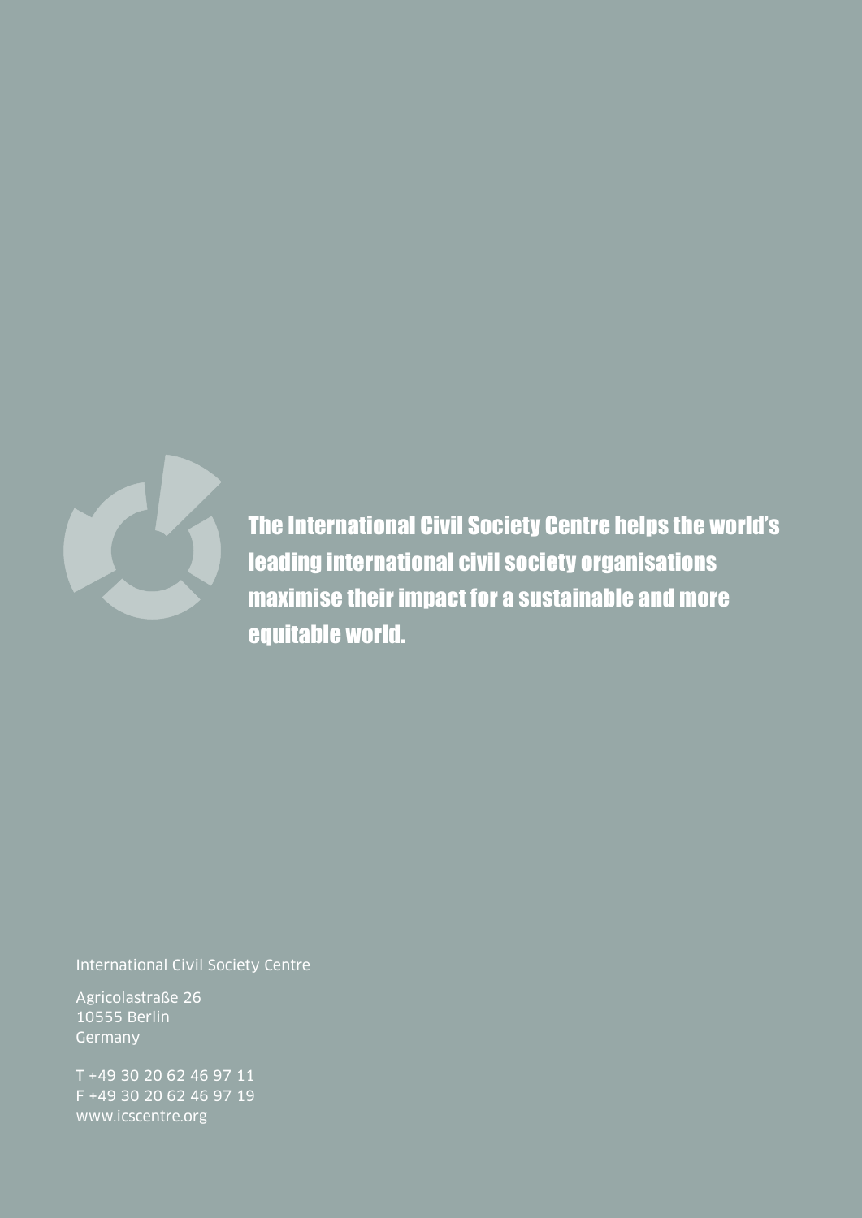**The International Civil Society Centre helps the world's leading international civil society organisations maximise their impact for a sustainable and more equitable world.**

International Civil Society Centre

Agricolastraße 26
10555 Berlin
Germany

T +49 30 20 62 46 97 11
F +49 30 20 62 46 97 19
www.icscentre.org